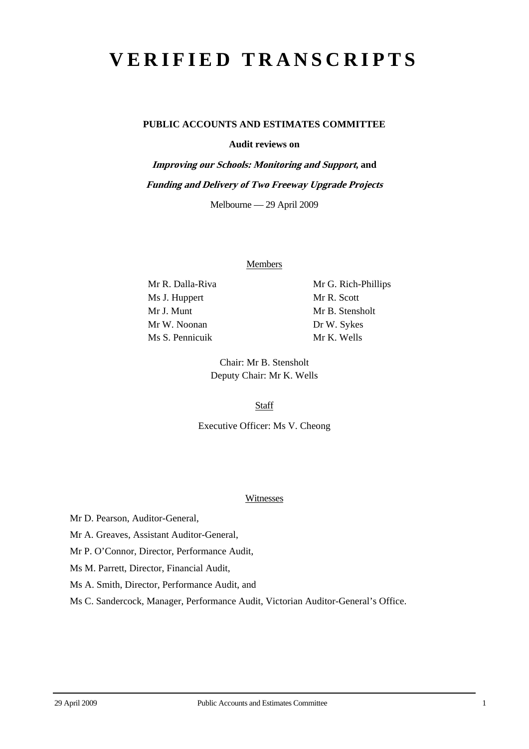# VERIFIED TRANSCRIPTS

**PUBLIC ACCOUNTS AND ESTIMATES COMMITTEE**

**Audit reviews on**

***Improving our Schools: Monitoring and Support,* and**

***Funding and Delivery of Two Freeway Upgrade Projects***

Melbourne — 29 April 2009

Members

Mr R. Dalla-Riva
Ms J. Huppert
Mr J. Munt
Mr W. Noonan
Ms S. Pennicuik
Mr G. Rich-Phillips
Mr R. Scott
Mr B. Stensholt
Dr W. Sykes
Mr K. Wells

Chair: Mr B. Stensholt
Deputy Chair: Mr K. Wells

Staff

Executive Officer: Ms V. Cheong

Witnesses

Mr D. Pearson, Auditor-General,

Mr A. Greaves, Assistant Auditor-General,

Mr P. O'Connor, Director, Performance Audit,

Ms M. Parrett, Director, Financial Audit,

Ms A. Smith, Director, Performance Audit, and

Ms C. Sandercock, Manager, Performance Audit, Victorian Auditor-General's Office.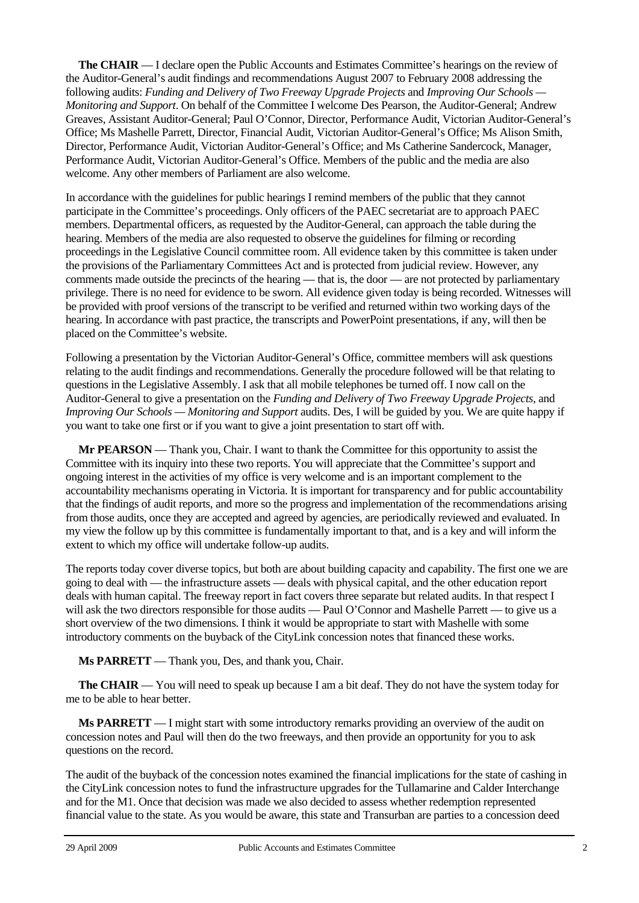**The CHAIR** — I declare open the Public Accounts and Estimates Committee's hearings on the review of the Auditor-General's audit findings and recommendations August 2007 to February 2008 addressing the following audits: *Funding and Delivery of Two Freeway Upgrade Projects* and *Improving Our Schools — Monitoring and Support*. On behalf of the Committee I welcome Des Pearson, the Auditor-General; Andrew Greaves, Assistant Auditor-General; Paul O'Connor, Director, Performance Audit, Victorian Auditor-General's Office; Ms Mashelle Parrett, Director, Financial Audit, Victorian Auditor-General's Office; Ms Alison Smith, Director, Performance Audit, Victorian Auditor-General's Office; and Ms Catherine Sandercock, Manager, Performance Audit, Victorian Auditor-General's Office. Members of the public and the media are also welcome. Any other members of Parliament are also welcome.

In accordance with the guidelines for public hearings I remind members of the public that they cannot participate in the Committee's proceedings. Only officers of the PAEC secretariat are to approach PAEC members. Departmental officers, as requested by the Auditor-General, can approach the table during the hearing. Members of the media are also requested to observe the guidelines for filming or recording proceedings in the Legislative Council committee room. All evidence taken by this committee is taken under the provisions of the Parliamentary Committees Act and is protected from judicial review. However, any comments made outside the precincts of the hearing — that is, the door — are not protected by parliamentary privilege. There is no need for evidence to be sworn. All evidence given today is being recorded. Witnesses will be provided with proof versions of the transcript to be verified and returned within two working days of the hearing. In accordance with past practice, the transcripts and PowerPoint presentations, if any, will then be placed on the Committee's website.

Following a presentation by the Victorian Auditor-General's Office, committee members will ask questions relating to the audit findings and recommendations. Generally the procedure followed will be that relating to questions in the Legislative Assembly. I ask that all mobile telephones be turned off. I now call on the Auditor-General to give a presentation on the *Funding and Delivery of Two Freeway Upgrade Projects*, and *Improving Our Schools — Monitoring and Support* audits. Des, I will be guided by you. We are quite happy if you want to take one first or if you want to give a joint presentation to start off with.

**Mr PEARSON** — Thank you, Chair. I want to thank the Committee for this opportunity to assist the Committee with its inquiry into these two reports. You will appreciate that the Committee's support and ongoing interest in the activities of my office is very welcome and is an important complement to the accountability mechanisms operating in Victoria. It is important for transparency and for public accountability that the findings of audit reports, and more so the progress and implementation of the recommendations arising from those audits, once they are accepted and agreed by agencies, are periodically reviewed and evaluated. In my view the follow up by this committee is fundamentally important to that, and is a key and will inform the extent to which my office will undertake follow-up audits.

The reports today cover diverse topics, but both are about building capacity and capability. The first one we are going to deal with — the infrastructure assets — deals with physical capital, and the other education report deals with human capital. The freeway report in fact covers three separate but related audits. In that respect I will ask the two directors responsible for those audits — Paul O'Connor and Mashelle Parrett — to give us a short overview of the two dimensions. I think it would be appropriate to start with Mashelle with some introductory comments on the buyback of the CityLink concession notes that financed these works.

**Ms PARRETT** — Thank you, Des, and thank you, Chair.

**The CHAIR** — You will need to speak up because I am a bit deaf. They do not have the system today for me to be able to hear better.

**Ms PARRETT** — I might start with some introductory remarks providing an overview of the audit on concession notes and Paul will then do the two freeways, and then provide an opportunity for you to ask questions on the record.

The audit of the buyback of the concession notes examined the financial implications for the state of cashing in the CityLink concession notes to fund the infrastructure upgrades for the Tullamarine and Calder Interchange and for the M1. Once that decision was made we also decided to assess whether redemption represented financial value to the state. As you would be aware, this state and Transurban are parties to a concession deed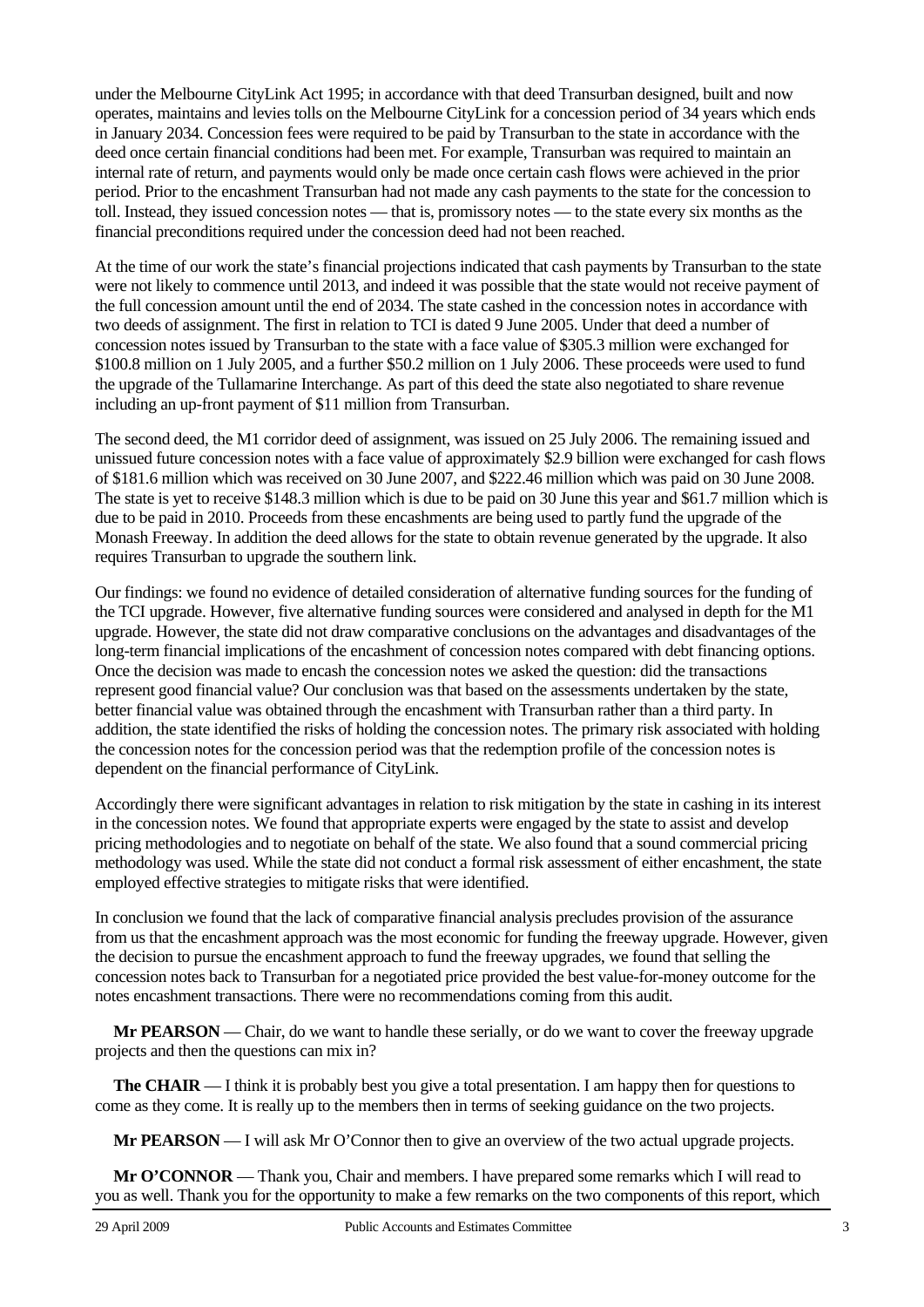under the Melbourne CityLink Act 1995; in accordance with that deed Transurban designed, built and now operates, maintains and levies tolls on the Melbourne CityLink for a concession period of 34 years which ends in January 2034. Concession fees were required to be paid by Transurban to the state in accordance with the deed once certain financial conditions had been met. For example, Transurban was required to maintain an internal rate of return, and payments would only be made once certain cash flows were achieved in the prior period. Prior to the encashment Transurban had not made any cash payments to the state for the concession to toll. Instead, they issued concession notes — that is, promissory notes — to the state every six months as the financial preconditions required under the concession deed had not been reached.

At the time of our work the state's financial projections indicated that cash payments by Transurban to the state were not likely to commence until 2013, and indeed it was possible that the state would not receive payment of the full concession amount until the end of 2034. The state cashed in the concession notes in accordance with two deeds of assignment. The first in relation to TCI is dated 9 June 2005. Under that deed a number of concession notes issued by Transurban to the state with a face value of $305.3 million were exchanged for $100.8 million on 1 July 2005, and a further $50.2 million on 1 July 2006. These proceeds were used to fund the upgrade of the Tullamarine Interchange. As part of this deed the state also negotiated to share revenue including an up-front payment of $11 million from Transurban.

The second deed, the M1 corridor deed of assignment, was issued on 25 July 2006. The remaining issued and unissued future concession notes with a face value of approximately $2.9 billion were exchanged for cash flows of $181.6 million which was received on 30 June 2007, and $222.46 million which was paid on 30 June 2008. The state is yet to receive $148.3 million which is due to be paid on 30 June this year and $61.7 million which is due to be paid in 2010. Proceeds from these encashments are being used to partly fund the upgrade of the Monash Freeway. In addition the deed allows for the state to obtain revenue generated by the upgrade. It also requires Transurban to upgrade the southern link.

Our findings: we found no evidence of detailed consideration of alternative funding sources for the funding of the TCI upgrade. However, five alternative funding sources were considered and analysed in depth for the M1 upgrade. However, the state did not draw comparative conclusions on the advantages and disadvantages of the long-term financial implications of the encashment of concession notes compared with debt financing options. Once the decision was made to encash the concession notes we asked the question: did the transactions represent good financial value? Our conclusion was that based on the assessments undertaken by the state, better financial value was obtained through the encashment with Transurban rather than a third party. In addition, the state identified the risks of holding the concession notes. The primary risk associated with holding the concession notes for the concession period was that the redemption profile of the concession notes is dependent on the financial performance of CityLink.

Accordingly there were significant advantages in relation to risk mitigation by the state in cashing in its interest in the concession notes. We found that appropriate experts were engaged by the state to assist and develop pricing methodologies and to negotiate on behalf of the state. We also found that a sound commercial pricing methodology was used. While the state did not conduct a formal risk assessment of either encashment, the state employed effective strategies to mitigate risks that were identified.

In conclusion we found that the lack of comparative financial analysis precludes provision of the assurance from us that the encashment approach was the most economic for funding the freeway upgrade. However, given the decision to pursue the encashment approach to fund the freeway upgrades, we found that selling the concession notes back to Transurban for a negotiated price provided the best value-for-money outcome for the notes encashment transactions. There were no recommendations coming from this audit.

**Mr PEARSON** — Chair, do we want to handle these serially, or do we want to cover the freeway upgrade projects and then the questions can mix in?

**The CHAIR** — I think it is probably best you give a total presentation. I am happy then for questions to come as they come. It is really up to the members then in terms of seeking guidance on the two projects.

**Mr PEARSON** — I will ask Mr O'Connor then to give an overview of the two actual upgrade projects.

**Mr O'CONNOR** — Thank you, Chair and members. I have prepared some remarks which I will read to you as well. Thank you for the opportunity to make a few remarks on the two components of this report, which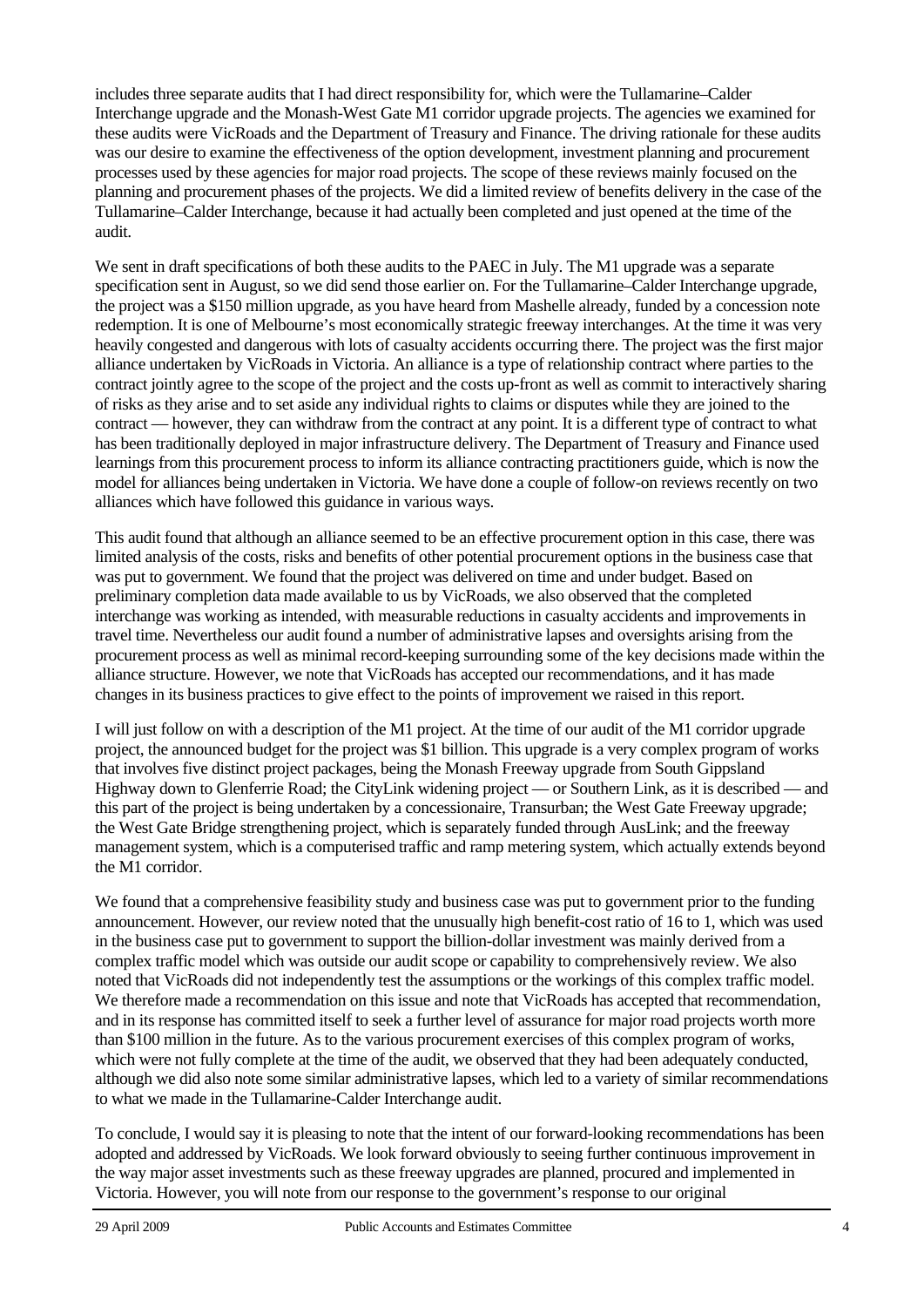includes three separate audits that I had direct responsibility for, which were the Tullamarine–Calder Interchange upgrade and the Monash-West Gate M1 corridor upgrade projects. The agencies we examined for these audits were VicRoads and the Department of Treasury and Finance. The driving rationale for these audits was our desire to examine the effectiveness of the option development, investment planning and procurement processes used by these agencies for major road projects. The scope of these reviews mainly focused on the planning and procurement phases of the projects. We did a limited review of benefits delivery in the case of the Tullamarine–Calder Interchange, because it had actually been completed and just opened at the time of the audit.

We sent in draft specifications of both these audits to the PAEC in July. The M1 upgrade was a separate specification sent in August, so we did send those earlier on. For the Tullamarine–Calder Interchange upgrade, the project was a $150 million upgrade, as you have heard from Mashelle already, funded by a concession note redemption. It is one of Melbourne's most economically strategic freeway interchanges. At the time it was very heavily congested and dangerous with lots of casualty accidents occurring there. The project was the first major alliance undertaken by VicRoads in Victoria. An alliance is a type of relationship contract where parties to the contract jointly agree to the scope of the project and the costs up-front as well as commit to interactively sharing of risks as they arise and to set aside any individual rights to claims or disputes while they are joined to the contract — however, they can withdraw from the contract at any point. It is a different type of contract to what has been traditionally deployed in major infrastructure delivery. The Department of Treasury and Finance used learnings from this procurement process to inform its alliance contracting practitioners guide, which is now the model for alliances being undertaken in Victoria. We have done a couple of follow-on reviews recently on two alliances which have followed this guidance in various ways.

This audit found that although an alliance seemed to be an effective procurement option in this case, there was limited analysis of the costs, risks and benefits of other potential procurement options in the business case that was put to government. We found that the project was delivered on time and under budget. Based on preliminary completion data made available to us by VicRoads, we also observed that the completed interchange was working as intended, with measurable reductions in casualty accidents and improvements in travel time. Nevertheless our audit found a number of administrative lapses and oversights arising from the procurement process as well as minimal record-keeping surrounding some of the key decisions made within the alliance structure. However, we note that VicRoads has accepted our recommendations, and it has made changes in its business practices to give effect to the points of improvement we raised in this report.

I will just follow on with a description of the M1 project. At the time of our audit of the M1 corridor upgrade project, the announced budget for the project was $1 billion. This upgrade is a very complex program of works that involves five distinct project packages, being the Monash Freeway upgrade from South Gippsland Highway down to Glenferrie Road; the CityLink widening project — or Southern Link, as it is described — and this part of the project is being undertaken by a concessionaire, Transurban; the West Gate Freeway upgrade; the West Gate Bridge strengthening project, which is separately funded through AusLink; and the freeway management system, which is a computerised traffic and ramp metering system, which actually extends beyond the M1 corridor.

We found that a comprehensive feasibility study and business case was put to government prior to the funding announcement. However, our review noted that the unusually high benefit-cost ratio of 16 to 1, which was used in the business case put to government to support the billion-dollar investment was mainly derived from a complex traffic model which was outside our audit scope or capability to comprehensively review. We also noted that VicRoads did not independently test the assumptions or the workings of this complex traffic model. We therefore made a recommendation on this issue and note that VicRoads has accepted that recommendation, and in its response has committed itself to seek a further level of assurance for major road projects worth more than $100 million in the future. As to the various procurement exercises of this complex program of works, which were not fully complete at the time of the audit, we observed that they had been adequately conducted, although we did also note some similar administrative lapses, which led to a variety of similar recommendations to what we made in the Tullamarine-Calder Interchange audit.

To conclude, I would say it is pleasing to note that the intent of our forward-looking recommendations has been adopted and addressed by VicRoads. We look forward obviously to seeing further continuous improvement in the way major asset investments such as these freeway upgrades are planned, procured and implemented in Victoria. However, you will note from our response to the government's response to our original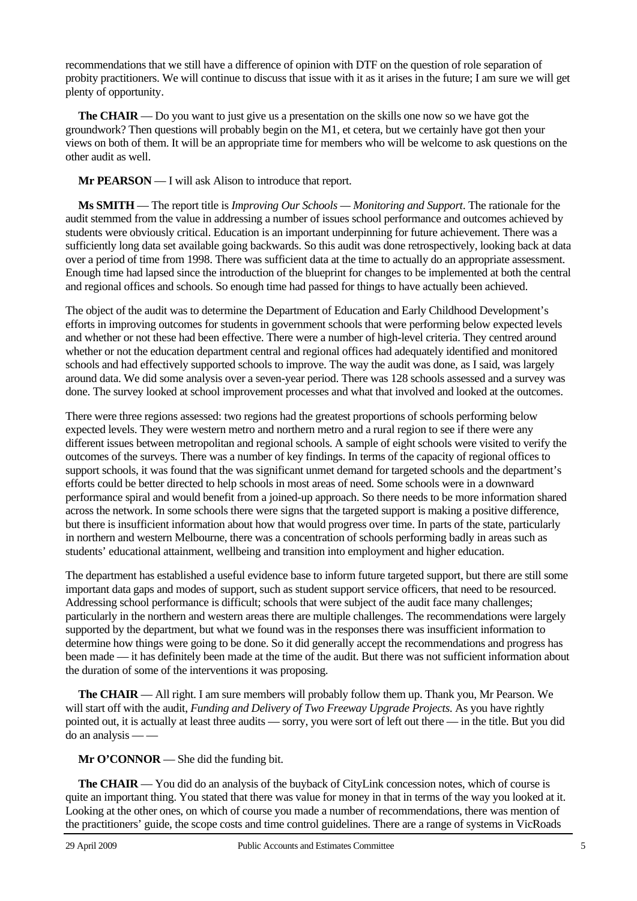recommendations that we still have a difference of opinion with DTF on the question of role separation of probity practitioners. We will continue to discuss that issue with it as it arises in the future; I am sure we will get plenty of opportunity.

**The CHAIR** — Do you want to just give us a presentation on the skills one now so we have got the groundwork? Then questions will probably begin on the M1, et cetera, but we certainly have got then your views on both of them. It will be an appropriate time for members who will be welcome to ask questions on the other audit as well.

**Mr PEARSON** — I will ask Alison to introduce that report.

**Ms SMITH** — The report title is *Improving Our Schools — Monitoring and Support*. The rationale for the audit stemmed from the value in addressing a number of issues school performance and outcomes achieved by students were obviously critical. Education is an important underpinning for future achievement. There was a sufficiently long data set available going backwards. So this audit was done retrospectively, looking back at data over a period of time from 1998. There was sufficient data at the time to actually do an appropriate assessment. Enough time had lapsed since the introduction of the blueprint for changes to be implemented at both the central and regional offices and schools. So enough time had passed for things to have actually been achieved.

The object of the audit was to determine the Department of Education and Early Childhood Development's efforts in improving outcomes for students in government schools that were performing below expected levels and whether or not these had been effective. There were a number of high-level criteria. They centred around whether or not the education department central and regional offices had adequately identified and monitored schools and had effectively supported schools to improve. The way the audit was done, as I said, was largely around data. We did some analysis over a seven-year period. There was 128 schools assessed and a survey was done. The survey looked at school improvement processes and what that involved and looked at the outcomes.

There were three regions assessed: two regions had the greatest proportions of schools performing below expected levels. They were western metro and northern metro and a rural region to see if there were any different issues between metropolitan and regional schools. A sample of eight schools were visited to verify the outcomes of the surveys. There was a number of key findings. In terms of the capacity of regional offices to support schools, it was found that the was significant unmet demand for targeted schools and the department's efforts could be better directed to help schools in most areas of need. Some schools were in a downward performance spiral and would benefit from a joined-up approach. So there needs to be more information shared across the network. In some schools there were signs that the targeted support is making a positive difference, but there is insufficient information about how that would progress over time. In parts of the state, particularly in northern and western Melbourne, there was a concentration of schools performing badly in areas such as students' educational attainment, wellbeing and transition into employment and higher education.

The department has established a useful evidence base to inform future targeted support, but there are still some important data gaps and modes of support, such as student support service officers, that need to be resourced. Addressing school performance is difficult; schools that were subject of the audit face many challenges; particularly in the northern and western areas there are multiple challenges. The recommendations were largely supported by the department, but what we found was in the responses there was insufficient information to determine how things were going to be done. So it did generally accept the recommendations and progress has been made — it has definitely been made at the time of the audit. But there was not sufficient information about the duration of some of the interventions it was proposing.

**The CHAIR** — All right. I am sure members will probably follow them up. Thank you, Mr Pearson. We will start off with the audit, *Funding and Delivery of Two Freeway Upgrade Projects*. As you have rightly pointed out, it is actually at least three audits — sorry, you were sort of left out there — in the title. But you did do an analysis — —

**Mr O'CONNOR** — She did the funding bit.

**The CHAIR** — You did do an analysis of the buyback of CityLink concession notes, which of course is quite an important thing. You stated that there was value for money in that in terms of the way you looked at it. Looking at the other ones, on which of course you made a number of recommendations, there was mention of the practitioners' guide, the scope costs and time control guidelines. There are a range of systems in VicRoads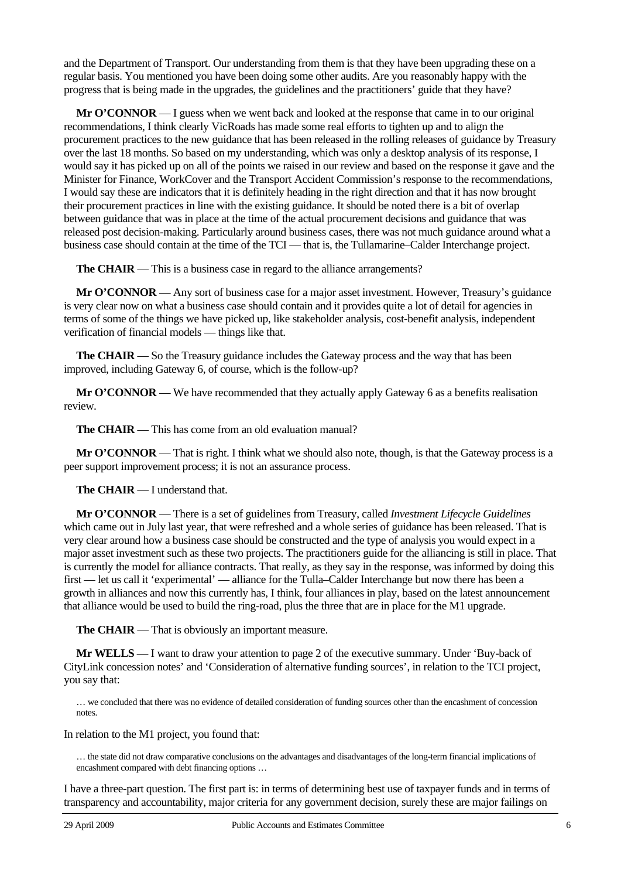and the Department of Transport. Our understanding from them is that they have been upgrading these on a regular basis. You mentioned you have been doing some other audits. Are you reasonably happy with the progress that is being made in the upgrades, the guidelines and the practitioners' guide that they have?

**Mr O'CONNOR** — I guess when we went back and looked at the response that came in to our original recommendations, I think clearly VicRoads has made some real efforts to tighten up and to align the procurement practices to the new guidance that has been released in the rolling releases of guidance by Treasury over the last 18 months. So based on my understanding, which was only a desktop analysis of its response, I would say it has picked up on all of the points we raised in our review and based on the response it gave and the Minister for Finance, WorkCover and the Transport Accident Commission's response to the recommendations, I would say these are indicators that it is definitely heading in the right direction and that it has now brought their procurement practices in line with the existing guidance. It should be noted there is a bit of overlap between guidance that was in place at the time of the actual procurement decisions and guidance that was released post decision-making. Particularly around business cases, there was not much guidance around what a business case should contain at the time of the TCI — that is, the Tullamarine–Calder Interchange project.

**The CHAIR** — This is a business case in regard to the alliance arrangements?

**Mr O'CONNOR** — Any sort of business case for a major asset investment. However, Treasury's guidance is very clear now on what a business case should contain and it provides quite a lot of detail for agencies in terms of some of the things we have picked up, like stakeholder analysis, cost-benefit analysis, independent verification of financial models — things like that.

**The CHAIR** — So the Treasury guidance includes the Gateway process and the way that has been improved, including Gateway 6, of course, which is the follow-up?

**Mr O'CONNOR** — We have recommended that they actually apply Gateway 6 as a benefits realisation review.

**The CHAIR** — This has come from an old evaluation manual?

**Mr O'CONNOR** — That is right. I think what we should also note, though, is that the Gateway process is a peer support improvement process; it is not an assurance process.

**The CHAIR** — I understand that.

**Mr O'CONNOR** — There is a set of guidelines from Treasury, called *Investment Lifecycle Guidelines* which came out in July last year, that were refreshed and a whole series of guidance has been released. That is very clear around how a business case should be constructed and the type of analysis you would expect in a major asset investment such as these two projects. The practitioners guide for the alliancing is still in place. That is currently the model for alliance contracts. That really, as they say in the response, was informed by doing this first — let us call it 'experimental' — alliance for the Tulla–Calder Interchange but now there has been a growth in alliances and now this currently has, I think, four alliances in play, based on the latest announcement that alliance would be used to build the ring-road, plus the three that are in place for the M1 upgrade.

**The CHAIR** — That is obviously an important measure.

**Mr WELLS** — I want to draw your attention to page 2 of the executive summary. Under 'Buy-back of CityLink concession notes' and 'Consideration of alternative funding sources', in relation to the TCI project, you say that:

> … we concluded that there was no evidence of detailed consideration of funding sources other than the encashment of concession notes.

In relation to the M1 project, you found that:

> … the state did not draw comparative conclusions on the advantages and disadvantages of the long-term financial implications of encashment compared with debt financing options …

I have a three-part question. The first part is: in terms of determining best use of taxpayer funds and in terms of transparency and accountability, major criteria for any government decision, surely these are major failings on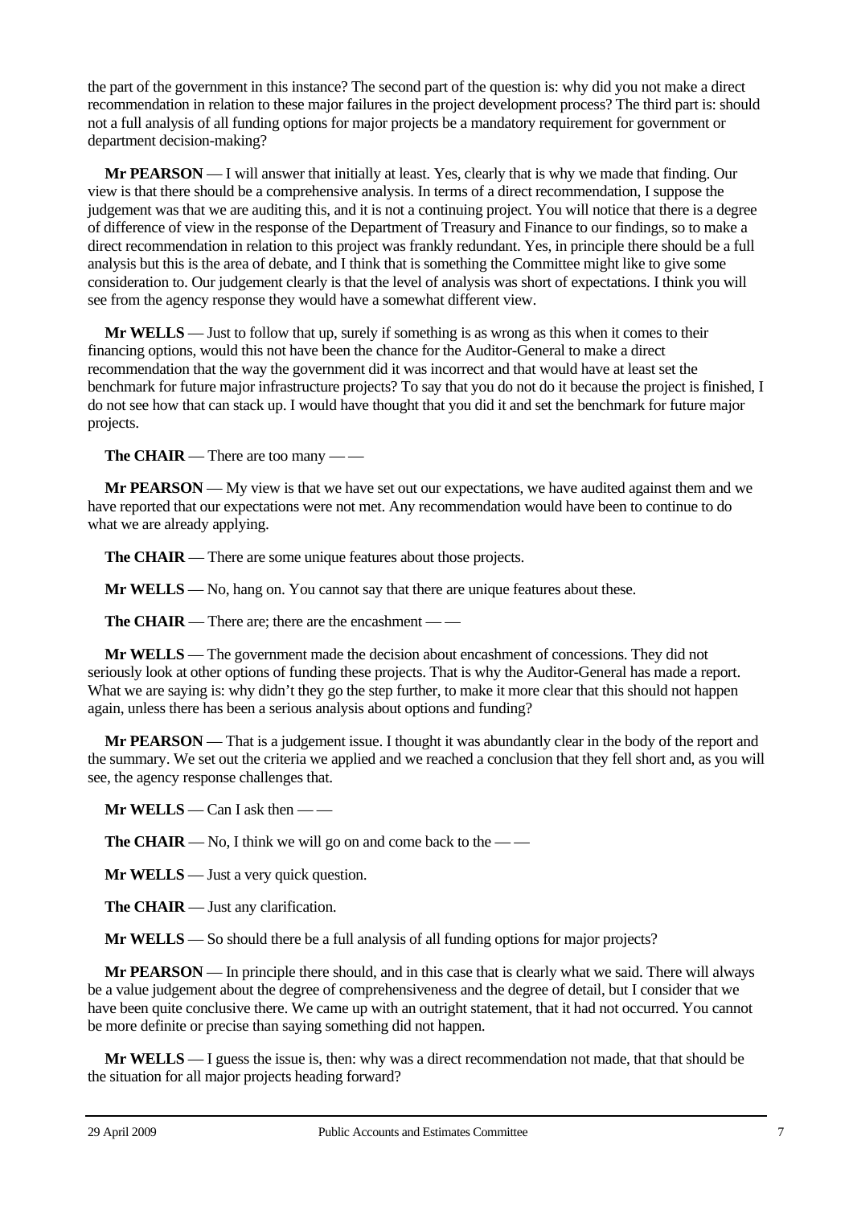the part of the government in this instance? The second part of the question is: why did you not make a direct recommendation in relation to these major failures in the project development process? The third part is: should not a full analysis of all funding options for major projects be a mandatory requirement for government or department decision-making?

**Mr PEARSON** — I will answer that initially at least. Yes, clearly that is why we made that finding. Our view is that there should be a comprehensive analysis. In terms of a direct recommendation, I suppose the judgement was that we are auditing this, and it is not a continuing project. You will notice that there is a degree of difference of view in the response of the Department of Treasury and Finance to our findings, so to make a direct recommendation in relation to this project was frankly redundant. Yes, in principle there should be a full analysis but this is the area of debate, and I think that is something the Committee might like to give some consideration to. Our judgement clearly is that the level of analysis was short of expectations. I think you will see from the agency response they would have a somewhat different view.

**Mr WELLS** — Just to follow that up, surely if something is as wrong as this when it comes to their financing options, would this not have been the chance for the Auditor-General to make a direct recommendation that the way the government did it was incorrect and that would have at least set the benchmark for future major infrastructure projects? To say that you do not do it because the project is finished, I do not see how that can stack up. I would have thought that you did it and set the benchmark for future major projects.

**The CHAIR** — There are too many — —

**Mr PEARSON** — My view is that we have set out our expectations, we have audited against them and we have reported that our expectations were not met. Any recommendation would have been to continue to do what we are already applying.

**The CHAIR** — There are some unique features about those projects.

**Mr WELLS** — No, hang on. You cannot say that there are unique features about these.

**The CHAIR** — There are; there are the encashment — —

**Mr WELLS** — The government made the decision about encashment of concessions. They did not seriously look at other options of funding these projects. That is why the Auditor-General has made a report. What we are saying is: why didn't they go the step further, to make it more clear that this should not happen again, unless there has been a serious analysis about options and funding?

**Mr PEARSON** — That is a judgement issue. I thought it was abundantly clear in the body of the report and the summary. We set out the criteria we applied and we reached a conclusion that they fell short and, as you will see, the agency response challenges that.

**Mr WELLS** — Can I ask then — —

**The CHAIR** — No, I think we will go on and come back to the — —

**Mr WELLS** — Just a very quick question.

**The CHAIR** — Just any clarification.

**Mr WELLS** — So should there be a full analysis of all funding options for major projects?

**Mr PEARSON** — In principle there should, and in this case that is clearly what we said. There will always be a value judgement about the degree of comprehensiveness and the degree of detail, but I consider that we have been quite conclusive there. We came up with an outright statement, that it had not occurred. You cannot be more definite or precise than saying something did not happen.

**Mr WELLS** — I guess the issue is, then: why was a direct recommendation not made, that that should be the situation for all major projects heading forward?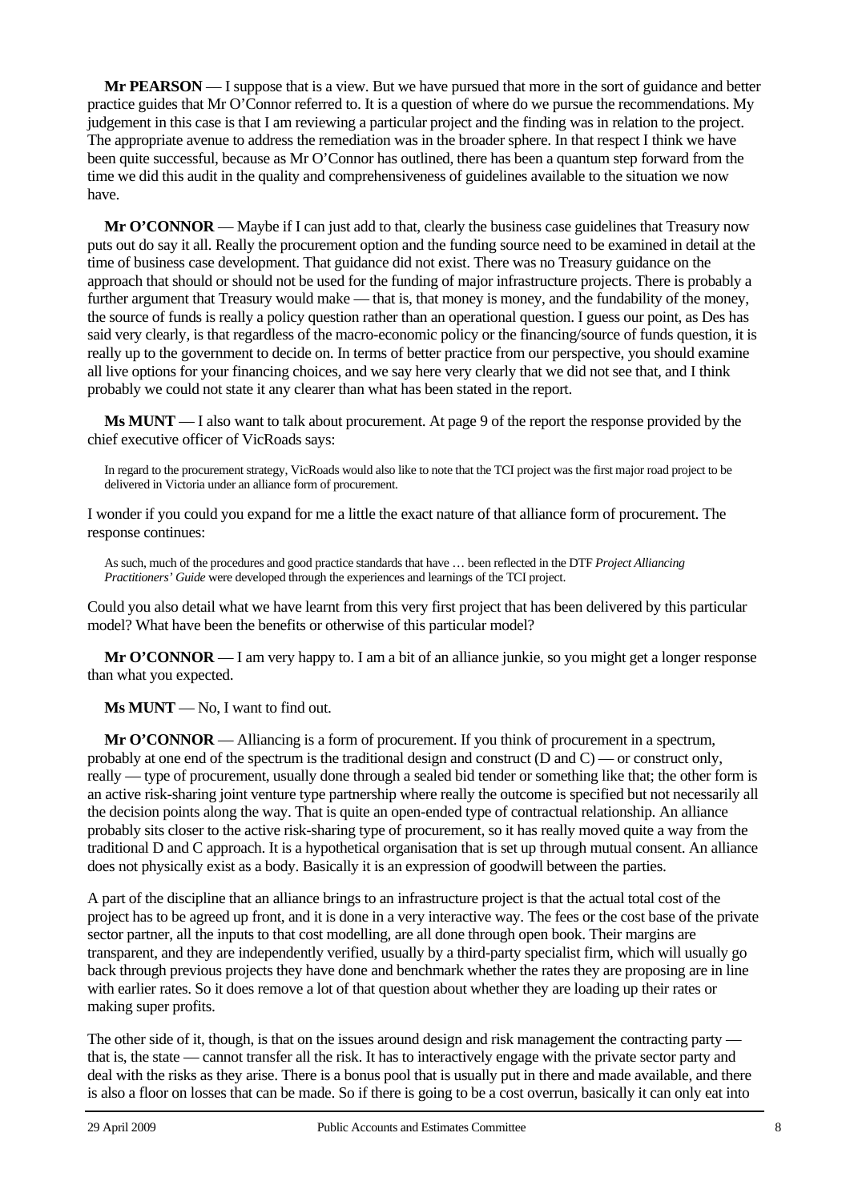**Mr PEARSON** — I suppose that is a view. But we have pursued that more in the sort of guidance and better practice guides that Mr O'Connor referred to. It is a question of where do we pursue the recommendations. My judgement in this case is that I am reviewing a particular project and the finding was in relation to the project. The appropriate avenue to address the remediation was in the broader sphere. In that respect I think we have been quite successful, because as Mr O'Connor has outlined, there has been a quantum step forward from the time we did this audit in the quality and comprehensiveness of guidelines available to the situation we now have.

**Mr O'CONNOR** — Maybe if I can just add to that, clearly the business case guidelines that Treasury now puts out do say it all. Really the procurement option and the funding source need to be examined in detail at the time of business case development. That guidance did not exist. There was no Treasury guidance on the approach that should or should not be used for the funding of major infrastructure projects. There is probably a further argument that Treasury would make — that is, that money is money, and the fundability of the money, the source of funds is really a policy question rather than an operational question. I guess our point, as Des has said very clearly, is that regardless of the macro-economic policy or the financing/source of funds question, it is really up to the government to decide on. In terms of better practice from our perspective, you should examine all live options for your financing choices, and we say here very clearly that we did not see that, and I think probably we could not state it any clearer than what has been stated in the report.

**Ms MUNT** — I also want to talk about procurement. At page 9 of the report the response provided by the chief executive officer of VicRoads says:

> In regard to the procurement strategy, VicRoads would also like to note that the TCI project was the first major road project to be delivered in Victoria under an alliance form of procurement.

I wonder if you could you expand for me a little the exact nature of that alliance form of procurement. The response continues:

> As such, much of the procedures and good practice standards that have … been reflected in the DTF *Project Alliancing Practitioners' Guide* were developed through the experiences and learnings of the TCI project.

Could you also detail what we have learnt from this very first project that has been delivered by this particular model? What have been the benefits or otherwise of this particular model?

**Mr O'CONNOR** — I am very happy to. I am a bit of an alliance junkie, so you might get a longer response than what you expected.

**Ms MUNT** — No, I want to find out.

**Mr O'CONNOR** — Alliancing is a form of procurement. If you think of procurement in a spectrum, probably at one end of the spectrum is the traditional design and construct (D and C) — or construct only, really — type of procurement, usually done through a sealed bid tender or something like that; the other form is an active risk-sharing joint venture type partnership where really the outcome is specified but not necessarily all the decision points along the way. That is quite an open-ended type of contractual relationship. An alliance probably sits closer to the active risk-sharing type of procurement, so it has really moved quite a way from the traditional D and C approach. It is a hypothetical organisation that is set up through mutual consent. An alliance does not physically exist as a body. Basically it is an expression of goodwill between the parties.

A part of the discipline that an alliance brings to an infrastructure project is that the actual total cost of the project has to be agreed up front, and it is done in a very interactive way. The fees or the cost base of the private sector partner, all the inputs to that cost modelling, are all done through open book. Their margins are transparent, and they are independently verified, usually by a third-party specialist firm, which will usually go back through previous projects they have done and benchmark whether the rates they are proposing are in line with earlier rates. So it does remove a lot of that question about whether they are loading up their rates or making super profits.

The other side of it, though, is that on the issues around design and risk management the contracting party — that is, the state — cannot transfer all the risk. It has to interactively engage with the private sector party and deal with the risks as they arise. There is a bonus pool that is usually put in there and made available, and there is also a floor on losses that can be made. So if there is going to be a cost overrun, basically it can only eat into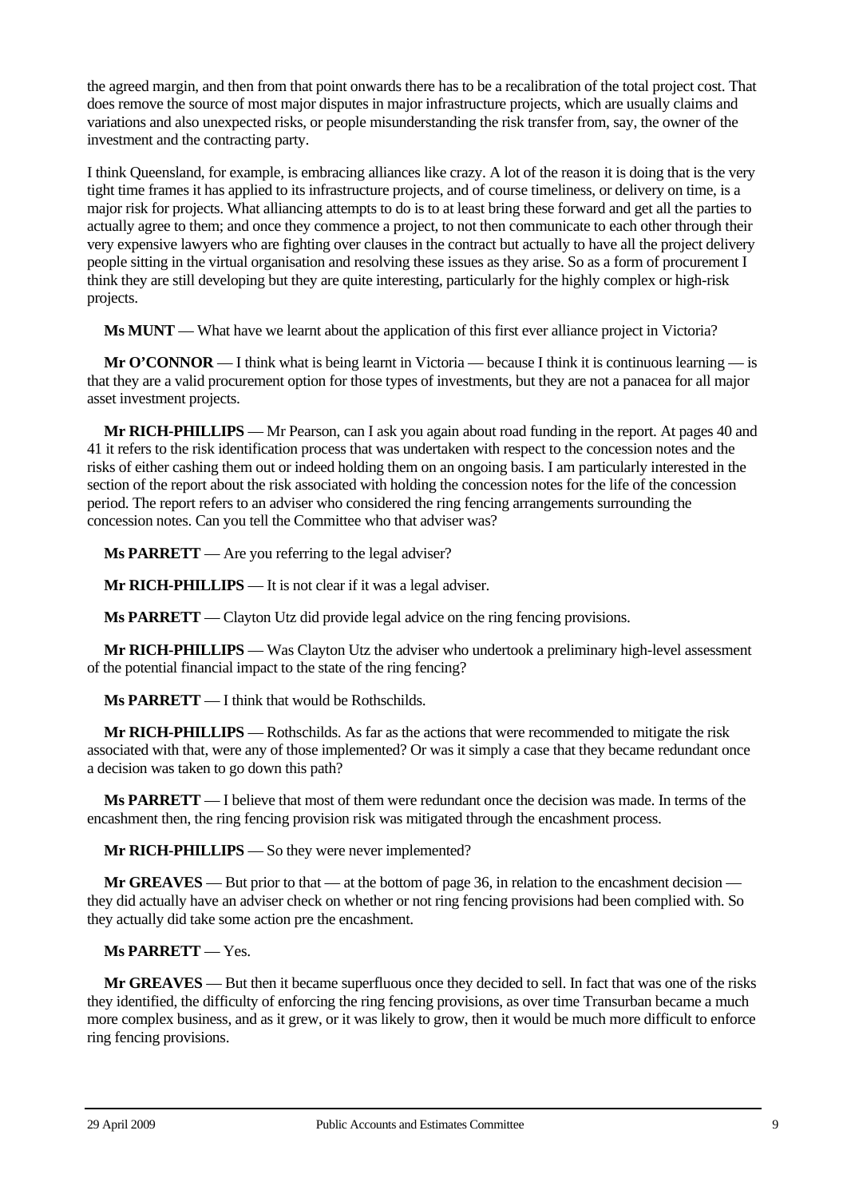the agreed margin, and then from that point onwards there has to be a recalibration of the total project cost. That does remove the source of most major disputes in major infrastructure projects, which are usually claims and variations and also unexpected risks, or people misunderstanding the risk transfer from, say, the owner of the investment and the contracting party.

I think Queensland, for example, is embracing alliances like crazy. A lot of the reason it is doing that is the very tight time frames it has applied to its infrastructure projects, and of course timeliness, or delivery on time, is a major risk for projects. What alliancing attempts to do is to at least bring these forward and get all the parties to actually agree to them; and once they commence a project, to not then communicate to each other through their very expensive lawyers who are fighting over clauses in the contract but actually to have all the project delivery people sitting in the virtual organisation and resolving these issues as they arise. So as a form of procurement I think they are still developing but they are quite interesting, particularly for the highly complex or high-risk projects.

**Ms MUNT** — What have we learnt about the application of this first ever alliance project in Victoria?

**Mr O'CONNOR** — I think what is being learnt in Victoria — because I think it is continuous learning — is that they are a valid procurement option for those types of investments, but they are not a panacea for all major asset investment projects.

**Mr RICH-PHILLIPS** — Mr Pearson, can I ask you again about road funding in the report. At pages 40 and 41 it refers to the risk identification process that was undertaken with respect to the concession notes and the risks of either cashing them out or indeed holding them on an ongoing basis. I am particularly interested in the section of the report about the risk associated with holding the concession notes for the life of the concession period. The report refers to an adviser who considered the ring fencing arrangements surrounding the concession notes. Can you tell the Committee who that adviser was?

**Ms PARRETT** — Are you referring to the legal adviser?

**Mr RICH-PHILLIPS** — It is not clear if it was a legal adviser.

**Ms PARRETT** — Clayton Utz did provide legal advice on the ring fencing provisions.

**Mr RICH-PHILLIPS** — Was Clayton Utz the adviser who undertook a preliminary high-level assessment of the potential financial impact to the state of the ring fencing?

**Ms PARRETT** — I think that would be Rothschilds.

**Mr RICH-PHILLIPS** — Rothschilds. As far as the actions that were recommended to mitigate the risk associated with that, were any of those implemented? Or was it simply a case that they became redundant once a decision was taken to go down this path?

**Ms PARRETT** — I believe that most of them were redundant once the decision was made. In terms of the encashment then, the ring fencing provision risk was mitigated through the encashment process.

**Mr RICH-PHILLIPS** — So they were never implemented?

**Mr GREAVES** — But prior to that — at the bottom of page 36, in relation to the encashment decision — they did actually have an adviser check on whether or not ring fencing provisions had been complied with. So they actually did take some action pre the encashment.

**Ms PARRETT** — Yes.

**Mr GREAVES** — But then it became superfluous once they decided to sell. In fact that was one of the risks they identified, the difficulty of enforcing the ring fencing provisions, as over time Transurban became a much more complex business, and as it grew, or it was likely to grow, then it would be much more difficult to enforce ring fencing provisions.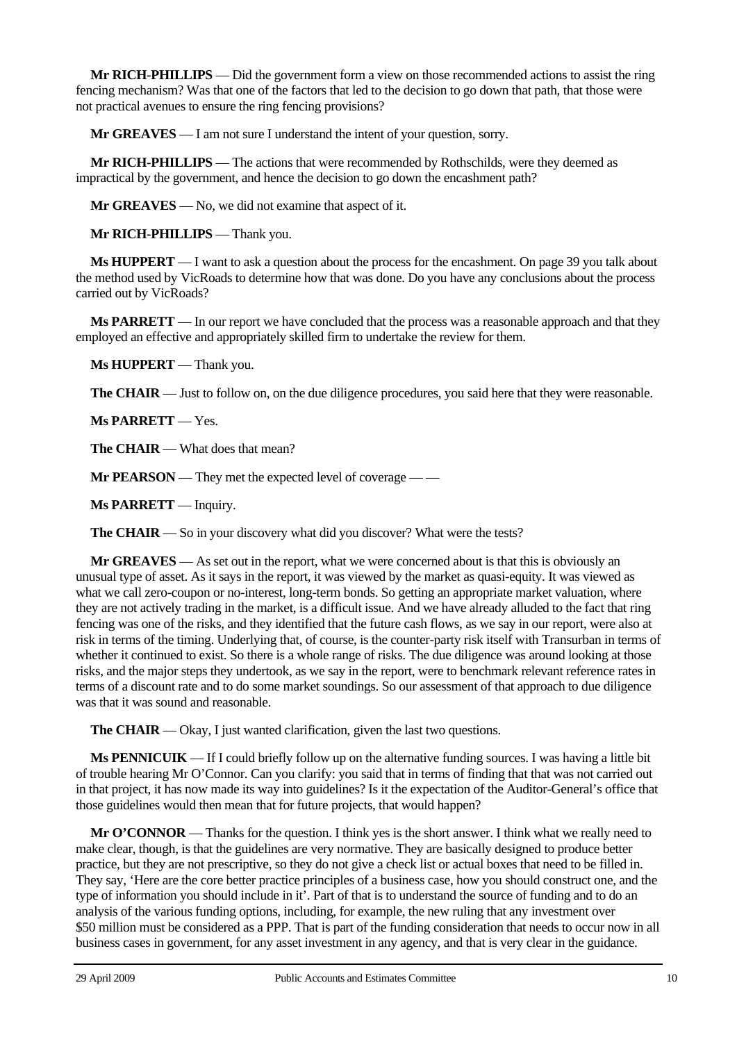**Mr RICH-PHILLIPS** — Did the government form a view on those recommended actions to assist the ring fencing mechanism? Was that one of the factors that led to the decision to go down that path, that those were not practical avenues to ensure the ring fencing provisions?

**Mr GREAVES** — I am not sure I understand the intent of your question, sorry.

**Mr RICH-PHILLIPS** — The actions that were recommended by Rothschilds, were they deemed as impractical by the government, and hence the decision to go down the encashment path?

**Mr GREAVES** — No, we did not examine that aspect of it.

**Mr RICH-PHILLIPS** — Thank you.

**Ms HUPPERT** — I want to ask a question about the process for the encashment. On page 39 you talk about the method used by VicRoads to determine how that was done. Do you have any conclusions about the process carried out by VicRoads?

**Ms PARRETT** — In our report we have concluded that the process was a reasonable approach and that they employed an effective and appropriately skilled firm to undertake the review for them.

**Ms HUPPERT** — Thank you.

**The CHAIR** — Just to follow on, on the due diligence procedures, you said here that they were reasonable.

**Ms PARRETT** — Yes.

**The CHAIR** — What does that mean?

**Mr PEARSON** — They met the expected level of coverage — —

**Ms PARRETT** — Inquiry.

**The CHAIR** — So in your discovery what did you discover? What were the tests?

**Mr GREAVES** — As set out in the report, what we were concerned about is that this is obviously an unusual type of asset. As it says in the report, it was viewed by the market as quasi-equity. It was viewed as what we call zero-coupon or no-interest, long-term bonds. So getting an appropriate market valuation, where they are not actively trading in the market, is a difficult issue. And we have already alluded to the fact that ring fencing was one of the risks, and they identified that the future cash flows, as we say in our report, were also at risk in terms of the timing. Underlying that, of course, is the counter-party risk itself with Transurban in terms of whether it continued to exist. So there is a whole range of risks. The due diligence was around looking at those risks, and the major steps they undertook, as we say in the report, were to benchmark relevant reference rates in terms of a discount rate and to do some market soundings. So our assessment of that approach to due diligence was that it was sound and reasonable.

**The CHAIR** — Okay, I just wanted clarification, given the last two questions.

**Ms PENNICUIK** — If I could briefly follow up on the alternative funding sources. I was having a little bit of trouble hearing Mr O'Connor. Can you clarify: you said that in terms of finding that that was not carried out in that project, it has now made its way into guidelines? Is it the expectation of the Auditor-General's office that those guidelines would then mean that for future projects, that would happen?

**Mr O'CONNOR** — Thanks for the question. I think yes is the short answer. I think what we really need to make clear, though, is that the guidelines are very normative. They are basically designed to produce better practice, but they are not prescriptive, so they do not give a check list or actual boxes that need to be filled in. They say, 'Here are the core better practice principles of a business case, how you should construct one, and the type of information you should include in it'. Part of that is to understand the source of funding and to do an analysis of the various funding options, including, for example, the new ruling that any investment over $50 million must be considered as a PPP. That is part of the funding consideration that needs to occur now in all business cases in government, for any asset investment in any agency, and that is very clear in the guidance.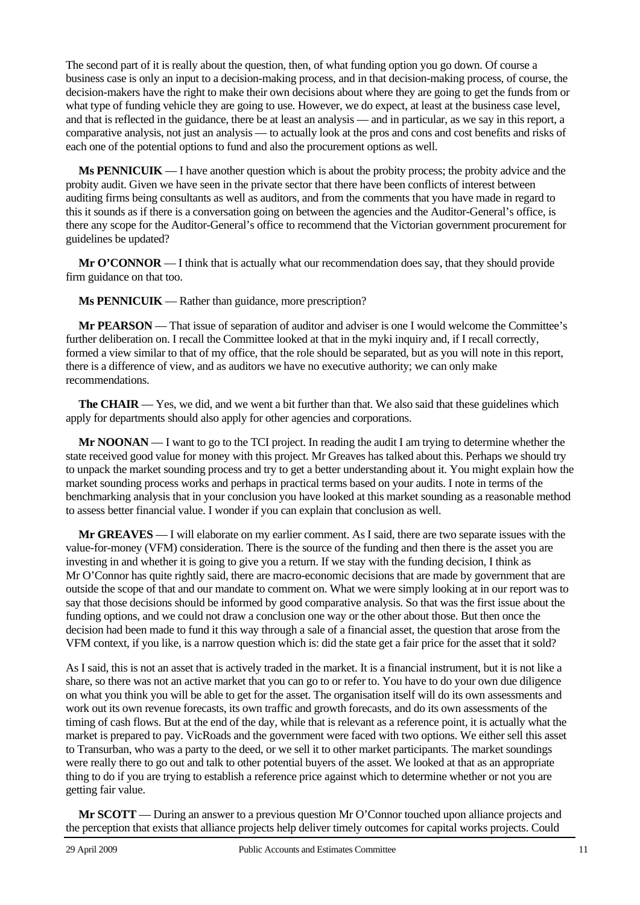The second part of it is really about the question, then, of what funding option you go down. Of course a business case is only an input to a decision-making process, and in that decision-making process, of course, the decision-makers have the right to make their own decisions about where they are going to get the funds from or what type of funding vehicle they are going to use. However, we do expect, at least at the business case level, and that is reflected in the guidance, there be at least an analysis — and in particular, as we say in this report, a comparative analysis, not just an analysis — to actually look at the pros and cons and cost benefits and risks of each one of the potential options to fund and also the procurement options as well.

**Ms PENNICUIK** — I have another question which is about the probity process; the probity advice and the probity audit. Given we have seen in the private sector that there have been conflicts of interest between auditing firms being consultants as well as auditors, and from the comments that you have made in regard to this it sounds as if there is a conversation going on between the agencies and the Auditor-General's office, is there any scope for the Auditor-General's office to recommend that the Victorian government procurement for guidelines be updated?

**Mr O'CONNOR** — I think that is actually what our recommendation does say, that they should provide firm guidance on that too.

**Ms PENNICUIK** — Rather than guidance, more prescription?

**Mr PEARSON** — That issue of separation of auditor and adviser is one I would welcome the Committee's further deliberation on. I recall the Committee looked at that in the myki inquiry and, if I recall correctly, formed a view similar to that of my office, that the role should be separated, but as you will note in this report, there is a difference of view, and as auditors we have no executive authority; we can only make recommendations.

**The CHAIR** — Yes, we did, and we went a bit further than that. We also said that these guidelines which apply for departments should also apply for other agencies and corporations.

**Mr NOONAN** — I want to go to the TCI project. In reading the audit I am trying to determine whether the state received good value for money with this project. Mr Greaves has talked about this. Perhaps we should try to unpack the market sounding process and try to get a better understanding about it. You might explain how the market sounding process works and perhaps in practical terms based on your audits. I note in terms of the benchmarking analysis that in your conclusion you have looked at this market sounding as a reasonable method to assess better financial value. I wonder if you can explain that conclusion as well.

**Mr GREAVES** — I will elaborate on my earlier comment. As I said, there are two separate issues with the value-for-money (VFM) consideration. There is the source of the funding and then there is the asset you are investing in and whether it is going to give you a return. If we stay with the funding decision, I think as Mr O'Connor has quite rightly said, there are macro-economic decisions that are made by government that are outside the scope of that and our mandate to comment on. What we were simply looking at in our report was to say that those decisions should be informed by good comparative analysis. So that was the first issue about the funding options, and we could not draw a conclusion one way or the other about those. But then once the decision had been made to fund it this way through a sale of a financial asset, the question that arose from the VFM context, if you like, is a narrow question which is: did the state get a fair price for the asset that it sold?

As I said, this is not an asset that is actively traded in the market. It is a financial instrument, but it is not like a share, so there was not an active market that you can go to or refer to. You have to do your own due diligence on what you think you will be able to get for the asset. The organisation itself will do its own assessments and work out its own revenue forecasts, its own traffic and growth forecasts, and do its own assessments of the timing of cash flows. But at the end of the day, while that is relevant as a reference point, it is actually what the market is prepared to pay. VicRoads and the government were faced with two options. We either sell this asset to Transurban, who was a party to the deed, or we sell it to other market participants. The market soundings were really there to go out and talk to other potential buyers of the asset. We looked at that as an appropriate thing to do if you are trying to establish a reference price against which to determine whether or not you are getting fair value.

**Mr SCOTT** — During an answer to a previous question Mr O'Connor touched upon alliance projects and the perception that exists that alliance projects help deliver timely outcomes for capital works projects. Could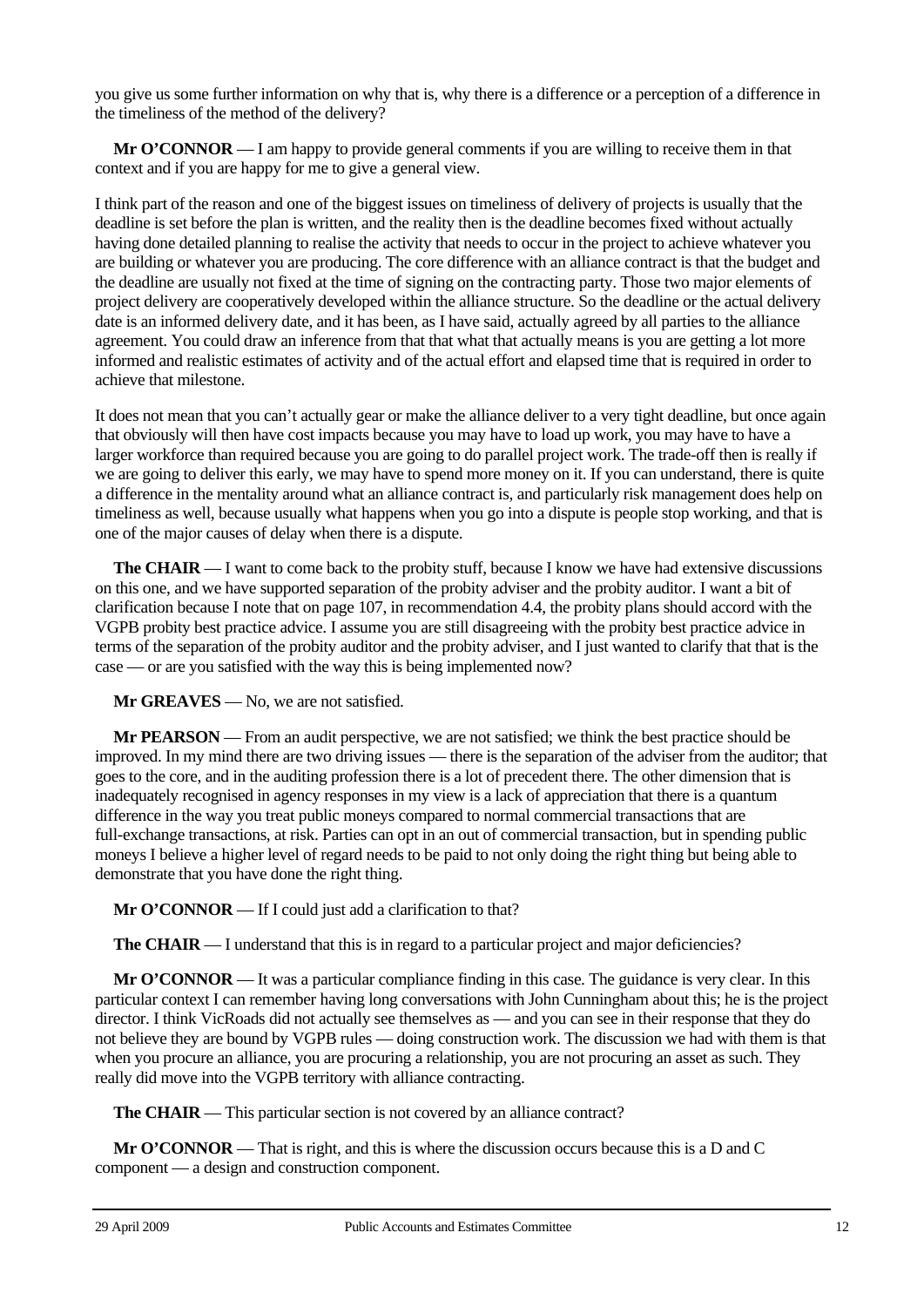you give us some further information on why that is, why there is a difference or a perception of a difference in the timeliness of the method of the delivery?

**Mr O'CONNOR** — I am happy to provide general comments if you are willing to receive them in that context and if you are happy for me to give a general view.

I think part of the reason and one of the biggest issues on timeliness of delivery of projects is usually that the deadline is set before the plan is written, and the reality then is the deadline becomes fixed without actually having done detailed planning to realise the activity that needs to occur in the project to achieve whatever you are building or whatever you are producing. The core difference with an alliance contract is that the budget and the deadline are usually not fixed at the time of signing on the contracting party. Those two major elements of project delivery are cooperatively developed within the alliance structure. So the deadline or the actual delivery date is an informed delivery date, and it has been, as I have said, actually agreed by all parties to the alliance agreement. You could draw an inference from that that what that actually means is you are getting a lot more informed and realistic estimates of activity and of the actual effort and elapsed time that is required in order to achieve that milestone.

It does not mean that you can't actually gear or make the alliance deliver to a very tight deadline, but once again that obviously will then have cost impacts because you may have to load up work, you may have to have a larger workforce than required because you are going to do parallel project work. The trade-off then is really if we are going to deliver this early, we may have to spend more money on it. If you can understand, there is quite a difference in the mentality around what an alliance contract is, and particularly risk management does help on timeliness as well, because usually what happens when you go into a dispute is people stop working, and that is one of the major causes of delay when there is a dispute.

**The CHAIR** — I want to come back to the probity stuff, because I know we have had extensive discussions on this one, and we have supported separation of the probity adviser and the probity auditor. I want a bit of clarification because I note that on page 107, in recommendation 4.4, the probity plans should accord with the VGPB probity best practice advice. I assume you are still disagreeing with the probity best practice advice in terms of the separation of the probity auditor and the probity adviser, and I just wanted to clarify that that is the case — or are you satisfied with the way this is being implemented now?

**Mr GREAVES** — No, we are not satisfied.

**Mr PEARSON** — From an audit perspective, we are not satisfied; we think the best practice should be improved. In my mind there are two driving issues — there is the separation of the adviser from the auditor; that goes to the core, and in the auditing profession there is a lot of precedent there. The other dimension that is inadequately recognised in agency responses in my view is a lack of appreciation that there is a quantum difference in the way you treat public moneys compared to normal commercial transactions that are full-exchange transactions, at risk. Parties can opt in an out of commercial transaction, but in spending public moneys I believe a higher level of regard needs to be paid to not only doing the right thing but being able to demonstrate that you have done the right thing.

**Mr O'CONNOR** — If I could just add a clarification to that?

**The CHAIR** — I understand that this is in regard to a particular project and major deficiencies?

**Mr O'CONNOR** — It was a particular compliance finding in this case. The guidance is very clear. In this particular context I can remember having long conversations with John Cunningham about this; he is the project director. I think VicRoads did not actually see themselves as — and you can see in their response that they do not believe they are bound by VGPB rules — doing construction work. The discussion we had with them is that when you procure an alliance, you are procuring a relationship, you are not procuring an asset as such. They really did move into the VGPB territory with alliance contracting.

**The CHAIR** — This particular section is not covered by an alliance contract?

**Mr O'CONNOR** — That is right, and this is where the discussion occurs because this is a D and C component — a design and construction component.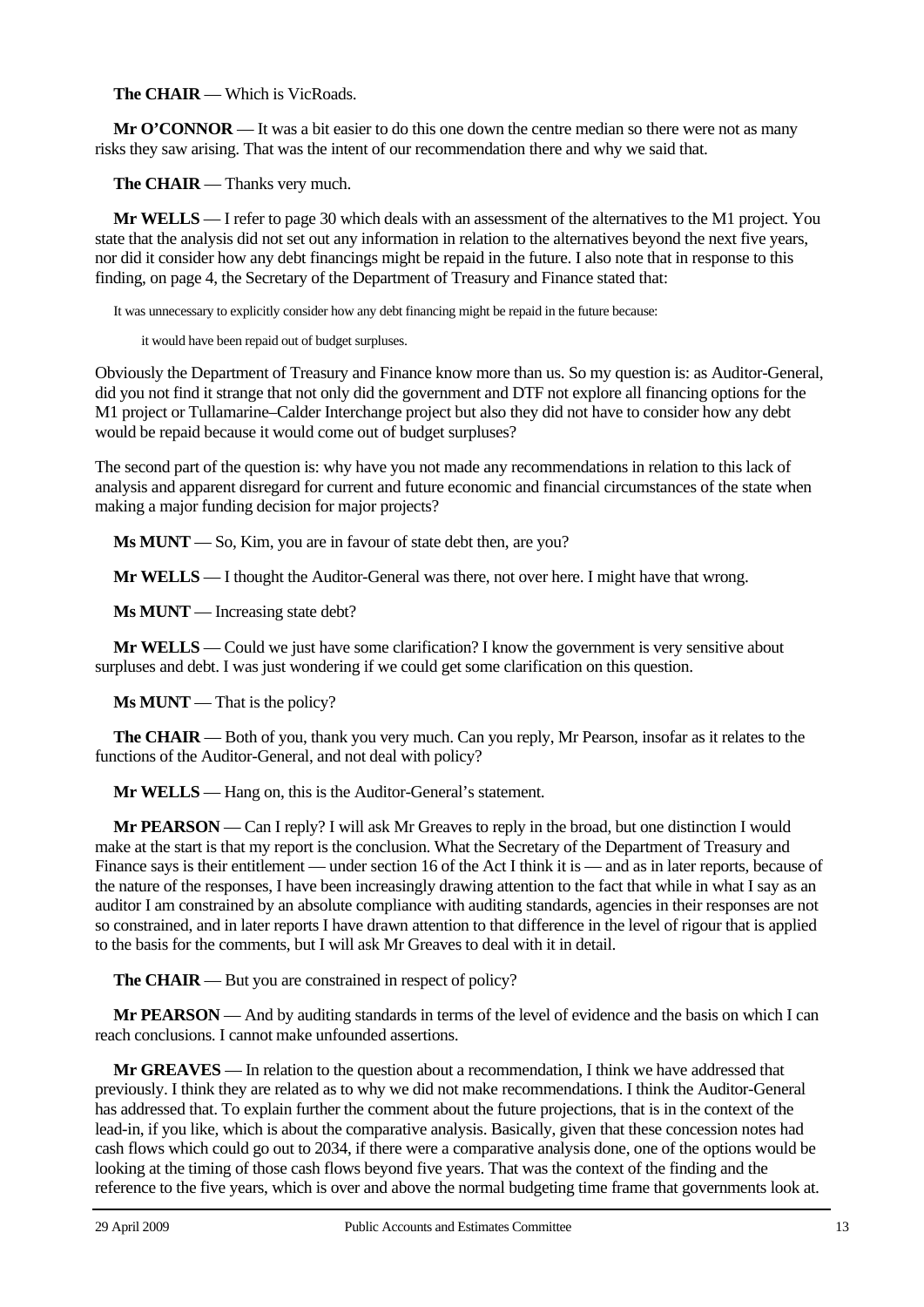**The CHAIR** — Which is VicRoads.

**Mr O'CONNOR** — It was a bit easier to do this one down the centre median so there were not as many risks they saw arising. That was the intent of our recommendation there and why we said that.

**The CHAIR** — Thanks very much.

**Mr WELLS** — I refer to page 30 which deals with an assessment of the alternatives to the M1 project. You state that the analysis did not set out any information in relation to the alternatives beyond the next five years, nor did it consider how any debt financings might be repaid in the future. I also note that in response to this finding, on page 4, the Secretary of the Department of Treasury and Finance stated that:

> It was unnecessary to explicitly consider how any debt financing might be repaid in the future because:
>
> > it would have been repaid out of budget surpluses.

Obviously the Department of Treasury and Finance know more than us. So my question is: as Auditor-General, did you not find it strange that not only did the government and DTF not explore all financing options for the M1 project or Tullamarine–Calder Interchange project but also they did not have to consider how any debt would be repaid because it would come out of budget surpluses?

The second part of the question is: why have you not made any recommendations in relation to this lack of analysis and apparent disregard for current and future economic and financial circumstances of the state when making a major funding decision for major projects?

**Ms MUNT** — So, Kim, you are in favour of state debt then, are you?

**Mr WELLS** — I thought the Auditor-General was there, not over here. I might have that wrong.

**Ms MUNT** — Increasing state debt?

**Mr WELLS** — Could we just have some clarification? I know the government is very sensitive about surpluses and debt. I was just wondering if we could get some clarification on this question.

**Ms MUNT** — That is the policy?

**The CHAIR** — Both of you, thank you very much. Can you reply, Mr Pearson, insofar as it relates to the functions of the Auditor-General, and not deal with policy?

**Mr WELLS** — Hang on, this is the Auditor-General's statement.

**Mr PEARSON** — Can I reply? I will ask Mr Greaves to reply in the broad, but one distinction I would make at the start is that my report is the conclusion. What the Secretary of the Department of Treasury and Finance says is their entitlement — under section 16 of the Act I think it is — and as in later reports, because of the nature of the responses, I have been increasingly drawing attention to the fact that while in what I say as an auditor I am constrained by an absolute compliance with auditing standards, agencies in their responses are not so constrained, and in later reports I have drawn attention to that difference in the level of rigour that is applied to the basis for the comments, but I will ask Mr Greaves to deal with it in detail.

**The CHAIR** — But you are constrained in respect of policy?

**Mr PEARSON** — And by auditing standards in terms of the level of evidence and the basis on which I can reach conclusions. I cannot make unfounded assertions.

**Mr GREAVES** — In relation to the question about a recommendation, I think we have addressed that previously. I think they are related as to why we did not make recommendations. I think the Auditor-General has addressed that. To explain further the comment about the future projections, that is in the context of the lead-in, if you like, which is about the comparative analysis. Basically, given that these concession notes had cash flows which could go out to 2034, if there were a comparative analysis done, one of the options would be looking at the timing of those cash flows beyond five years. That was the context of the finding and the reference to the five years, which is over and above the normal budgeting time frame that governments look at.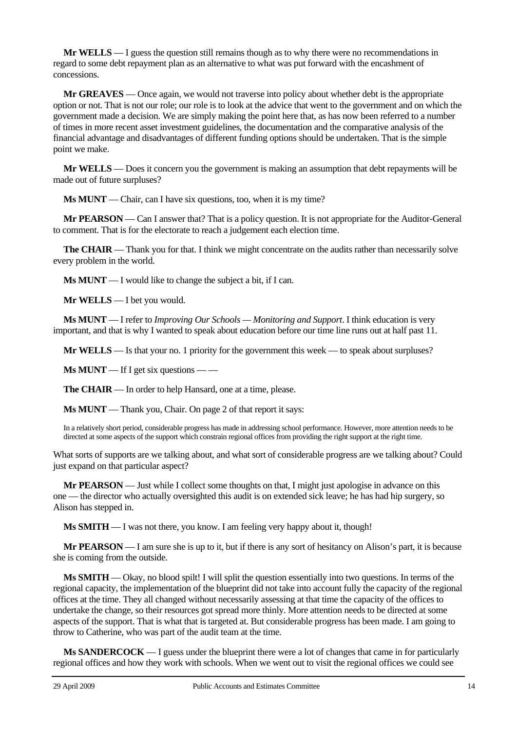**Mr WELLS** — I guess the question still remains though as to why there were no recommendations in regard to some debt repayment plan as an alternative to what was put forward with the encashment of concessions.

**Mr GREAVES** — Once again, we would not traverse into policy about whether debt is the appropriate option or not. That is not our role; our role is to look at the advice that went to the government and on which the government made a decision. We are simply making the point here that, as has now been referred to a number of times in more recent asset investment guidelines, the documentation and the comparative analysis of the financial advantage and disadvantages of different funding options should be undertaken. That is the simple point we make.

**Mr WELLS** — Does it concern you the government is making an assumption that debt repayments will be made out of future surpluses?

**Ms MUNT** — Chair, can I have six questions, too, when it is my time?

**Mr PEARSON** — Can I answer that? That is a policy question. It is not appropriate for the Auditor-General to comment. That is for the electorate to reach a judgement each election time.

**The CHAIR** — Thank you for that. I think we might concentrate on the audits rather than necessarily solve every problem in the world.

**Ms MUNT** — I would like to change the subject a bit, if I can.

**Mr WELLS** — I bet you would.

**Ms MUNT** — I refer to *Improving Our Schools — Monitoring and Support*. I think education is very important, and that is why I wanted to speak about education before our time line runs out at half past 11.

**Mr WELLS** — Is that your no. 1 priority for the government this week — to speak about surpluses?

**Ms MUNT** — If I get six questions — —

**The CHAIR** — In order to help Hansard, one at a time, please.

**Ms MUNT** — Thank you, Chair. On page 2 of that report it says:

> In a relatively short period, considerable progress has made in addressing school performance. However, more attention needs to be directed at some aspects of the support which constrain regional offices from providing the right support at the right time.

What sorts of supports are we talking about, and what sort of considerable progress are we talking about? Could just expand on that particular aspect?

**Mr PEARSON** — Just while I collect some thoughts on that, I might just apologise in advance on this one — the director who actually oversighted this audit is on extended sick leave; he has had hip surgery, so Alison has stepped in.

**Ms SMITH** — I was not there, you know. I am feeling very happy about it, though!

**Mr PEARSON** — I am sure she is up to it, but if there is any sort of hesitancy on Alison's part, it is because she is coming from the outside.

**Ms SMITH** — Okay, no blood spilt! I will split the question essentially into two questions. In terms of the regional capacity, the implementation of the blueprint did not take into account fully the capacity of the regional offices at the time. They all changed without necessarily assessing at that time the capacity of the offices to undertake the change, so their resources got spread more thinly. More attention needs to be directed at some aspects of the support. That is what that is targeted at. But considerable progress has been made. I am going to throw to Catherine, who was part of the audit team at the time.

**Ms SANDERCOCK** — I guess under the blueprint there were a lot of changes that came in for particularly regional offices and how they work with schools. When we went out to visit the regional offices we could see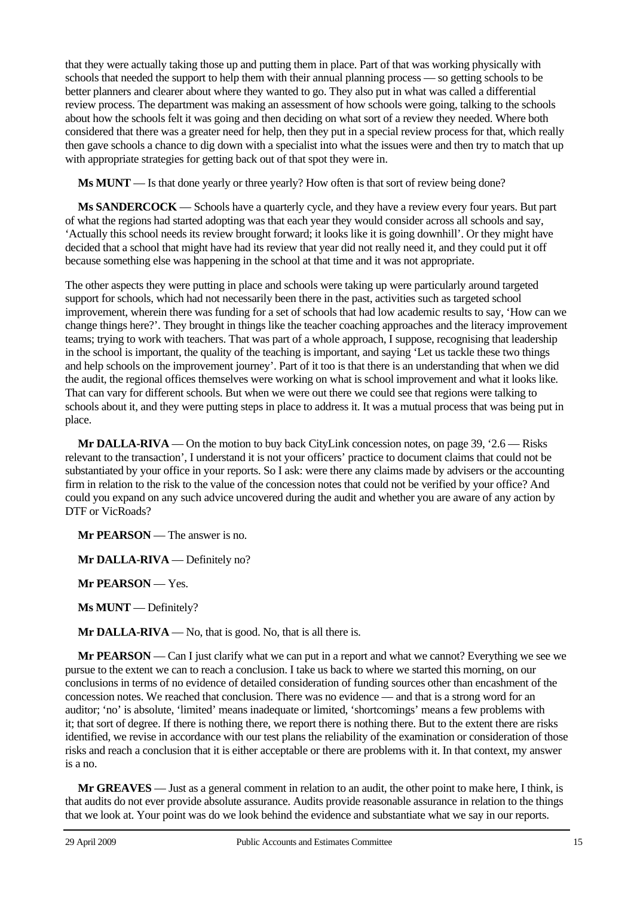that they were actually taking those up and putting them in place. Part of that was working physically with schools that needed the support to help them with their annual planning process — so getting schools to be better planners and clearer about where they wanted to go. They also put in what was called a differential review process. The department was making an assessment of how schools were going, talking to the schools about how the schools felt it was going and then deciding on what sort of a review they needed. Where both considered that there was a greater need for help, then they put in a special review process for that, which really then gave schools a chance to dig down with a specialist into what the issues were and then try to match that up with appropriate strategies for getting back out of that spot they were in.

**Ms MUNT** — Is that done yearly or three yearly? How often is that sort of review being done?

**Ms SANDERCOCK** — Schools have a quarterly cycle, and they have a review every four years. But part of what the regions had started adopting was that each year they would consider across all schools and say, 'Actually this school needs its review brought forward; it looks like it is going downhill'. Or they might have decided that a school that might have had its review that year did not really need it, and they could put it off because something else was happening in the school at that time and it was not appropriate.

The other aspects they were putting in place and schools were taking up were particularly around targeted support for schools, which had not necessarily been there in the past, activities such as targeted school improvement, wherein there was funding for a set of schools that had low academic results to say, 'How can we change things here?'. They brought in things like the teacher coaching approaches and the literacy improvement teams; trying to work with teachers. That was part of a whole approach, I suppose, recognising that leadership in the school is important, the quality of the teaching is important, and saying 'Let us tackle these two things and help schools on the improvement journey'. Part of it too is that there is an understanding that when we did the audit, the regional offices themselves were working on what is school improvement and what it looks like. That can vary for different schools. But when we were out there we could see that regions were talking to schools about it, and they were putting steps in place to address it. It was a mutual process that was being put in place.

**Mr DALLA-RIVA** — On the motion to buy back CityLink concession notes, on page 39, '2.6 — Risks relevant to the transaction', I understand it is not your officers' practice to document claims that could not be substantiated by your office in your reports. So I ask: were there any claims made by advisers or the accounting firm in relation to the risk to the value of the concession notes that could not be verified by your office? And could you expand on any such advice uncovered during the audit and whether you are aware of any action by DTF or VicRoads?

**Mr PEARSON** — The answer is no.

**Mr DALLA-RIVA** — Definitely no?

**Mr PEARSON** — Yes.

**Ms MUNT** — Definitely?

**Mr DALLA-RIVA** — No, that is good. No, that is all there is.

**Mr PEARSON** — Can I just clarify what we can put in a report and what we cannot? Everything we see we pursue to the extent we can to reach a conclusion. I take us back to where we started this morning, on our conclusions in terms of no evidence of detailed consideration of funding sources other than encashment of the concession notes. We reached that conclusion. There was no evidence — and that is a strong word for an auditor; 'no' is absolute, 'limited' means inadequate or limited, 'shortcomings' means a few problems with it; that sort of degree. If there is nothing there, we report there is nothing there. But to the extent there are risks identified, we revise in accordance with our test plans the reliability of the examination or consideration of those risks and reach a conclusion that it is either acceptable or there are problems with it. In that context, my answer is a no.

**Mr GREAVES** — Just as a general comment in relation to an audit, the other point to make here, I think, is that audits do not ever provide absolute assurance. Audits provide reasonable assurance in relation to the things that we look at. Your point was do we look behind the evidence and substantiate what we say in our reports.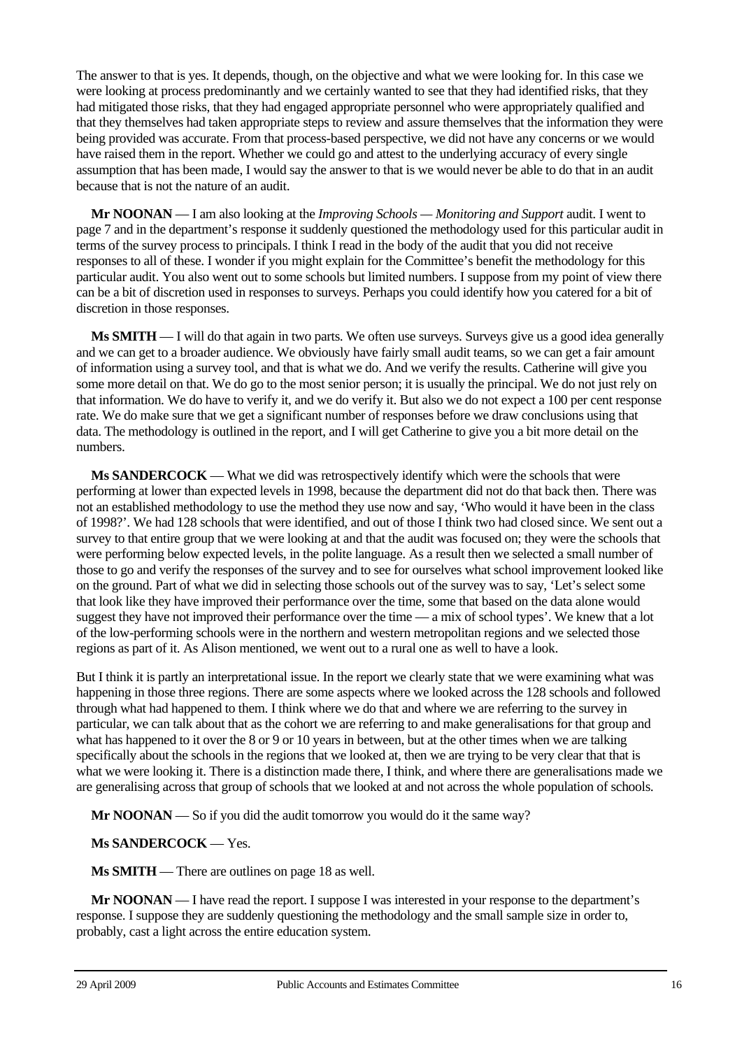The answer to that is yes. It depends, though, on the objective and what we were looking for. In this case we were looking at process predominantly and we certainly wanted to see that they had identified risks, that they had mitigated those risks, that they had engaged appropriate personnel who were appropriately qualified and that they themselves had taken appropriate steps to review and assure themselves that the information they were being provided was accurate. From that process-based perspective, we did not have any concerns or we would have raised them in the report. Whether we could go and attest to the underlying accuracy of every single assumption that has been made, I would say the answer to that is we would never be able to do that in an audit because that is not the nature of an audit.

**Mr NOONAN** — I am also looking at the *Improving Schools — Monitoring and Support* audit. I went to page 7 and in the department's response it suddenly questioned the methodology used for this particular audit in terms of the survey process to principals. I think I read in the body of the audit that you did not receive responses to all of these. I wonder if you might explain for the Committee's benefit the methodology for this particular audit. You also went out to some schools but limited numbers. I suppose from my point of view there can be a bit of discretion used in responses to surveys. Perhaps you could identify how you catered for a bit of discretion in those responses.

**Ms SMITH** — I will do that again in two parts. We often use surveys. Surveys give us a good idea generally and we can get to a broader audience. We obviously have fairly small audit teams, so we can get a fair amount of information using a survey tool, and that is what we do. And we verify the results. Catherine will give you some more detail on that. We do go to the most senior person; it is usually the principal. We do not just rely on that information. We do have to verify it, and we do verify it. But also we do not expect a 100 per cent response rate. We do make sure that we get a significant number of responses before we draw conclusions using that data. The methodology is outlined in the report, and I will get Catherine to give you a bit more detail on the numbers.

**Ms SANDERCOCK** — What we did was retrospectively identify which were the schools that were performing at lower than expected levels in 1998, because the department did not do that back then. There was not an established methodology to use the method they use now and say, 'Who would it have been in the class of 1998?'. We had 128 schools that were identified, and out of those I think two had closed since. We sent out a survey to that entire group that we were looking at and that the audit was focused on; they were the schools that were performing below expected levels, in the polite language. As a result then we selected a small number of those to go and verify the responses of the survey and to see for ourselves what school improvement looked like on the ground. Part of what we did in selecting those schools out of the survey was to say, 'Let's select some that look like they have improved their performance over the time, some that based on the data alone would suggest they have not improved their performance over the time — a mix of school types'. We knew that a lot of the low-performing schools were in the northern and western metropolitan regions and we selected those regions as part of it. As Alison mentioned, we went out to a rural one as well to have a look.

But I think it is partly an interpretational issue. In the report we clearly state that we were examining what was happening in those three regions. There are some aspects where we looked across the 128 schools and followed through what had happened to them. I think where we do that and where we are referring to the survey in particular, we can talk about that as the cohort we are referring to and make generalisations for that group and what has happened to it over the 8 or 9 or 10 years in between, but at the other times when we are talking specifically about the schools in the regions that we looked at, then we are trying to be very clear that that is what we were looking it. There is a distinction made there, I think, and where there are generalisations made we are generalising across that group of schools that we looked at and not across the whole population of schools.

**Mr NOONAN** — So if you did the audit tomorrow you would do it the same way?

**Ms SANDERCOCK** — Yes.

**Ms SMITH** — There are outlines on page 18 as well.

**Mr NOONAN** — I have read the report. I suppose I was interested in your response to the department's response. I suppose they are suddenly questioning the methodology and the small sample size in order to, probably, cast a light across the entire education system.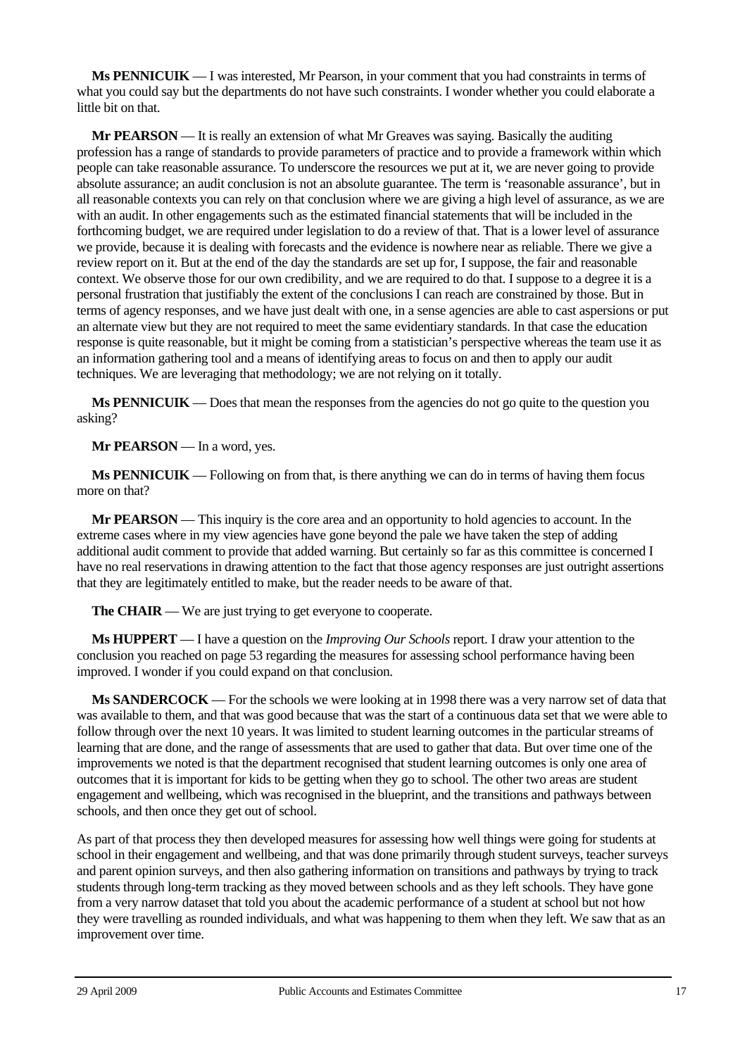**Ms PENNICUIK** — I was interested, Mr Pearson, in your comment that you had constraints in terms of what you could say but the departments do not have such constraints. I wonder whether you could elaborate a little bit on that.

**Mr PEARSON** — It is really an extension of what Mr Greaves was saying. Basically the auditing profession has a range of standards to provide parameters of practice and to provide a framework within which people can take reasonable assurance. To underscore the resources we put at it, we are never going to provide absolute assurance; an audit conclusion is not an absolute guarantee. The term is 'reasonable assurance', but in all reasonable contexts you can rely on that conclusion where we are giving a high level of assurance, as we are with an audit. In other engagements such as the estimated financial statements that will be included in the forthcoming budget, we are required under legislation to do a review of that. That is a lower level of assurance we provide, because it is dealing with forecasts and the evidence is nowhere near as reliable. There we give a review report on it. But at the end of the day the standards are set up for, I suppose, the fair and reasonable context. We observe those for our own credibility, and we are required to do that. I suppose to a degree it is a personal frustration that justifiably the extent of the conclusions I can reach are constrained by those. But in terms of agency responses, and we have just dealt with one, in a sense agencies are able to cast aspersions or put an alternate view but they are not required to meet the same evidentiary standards. In that case the education response is quite reasonable, but it might be coming from a statistician's perspective whereas the team use it as an information gathering tool and a means of identifying areas to focus on and then to apply our audit techniques. We are leveraging that methodology; we are not relying on it totally.

**Ms PENNICUIK** — Does that mean the responses from the agencies do not go quite to the question you asking?

**Mr PEARSON** — In a word, yes.

**Ms PENNICUIK** — Following on from that, is there anything we can do in terms of having them focus more on that?

**Mr PEARSON** — This inquiry is the core area and an opportunity to hold agencies to account. In the extreme cases where in my view agencies have gone beyond the pale we have taken the step of adding additional audit comment to provide that added warning. But certainly so far as this committee is concerned I have no real reservations in drawing attention to the fact that those agency responses are just outright assertions that they are legitimately entitled to make, but the reader needs to be aware of that.

**The CHAIR** — We are just trying to get everyone to cooperate.

**Ms HUPPERT** — I have a question on the *Improving Our Schools* report. I draw your attention to the conclusion you reached on page 53 regarding the measures for assessing school performance having been improved. I wonder if you could expand on that conclusion.

**Ms SANDERCOCK** — For the schools we were looking at in 1998 there was a very narrow set of data that was available to them, and that was good because that was the start of a continuous data set that we were able to follow through over the next 10 years. It was limited to student learning outcomes in the particular streams of learning that are done, and the range of assessments that are used to gather that data. But over time one of the improvements we noted is that the department recognised that student learning outcomes is only one area of outcomes that it is important for kids to be getting when they go to school. The other two areas are student engagement and wellbeing, which was recognised in the blueprint, and the transitions and pathways between schools, and then once they get out of school.

As part of that process they then developed measures for assessing how well things were going for students at school in their engagement and wellbeing, and that was done primarily through student surveys, teacher surveys and parent opinion surveys, and then also gathering information on transitions and pathways by trying to track students through long-term tracking as they moved between schools and as they left schools. They have gone from a very narrow dataset that told you about the academic performance of a student at school but not how they were travelling as rounded individuals, and what was happening to them when they left. We saw that as an improvement over time.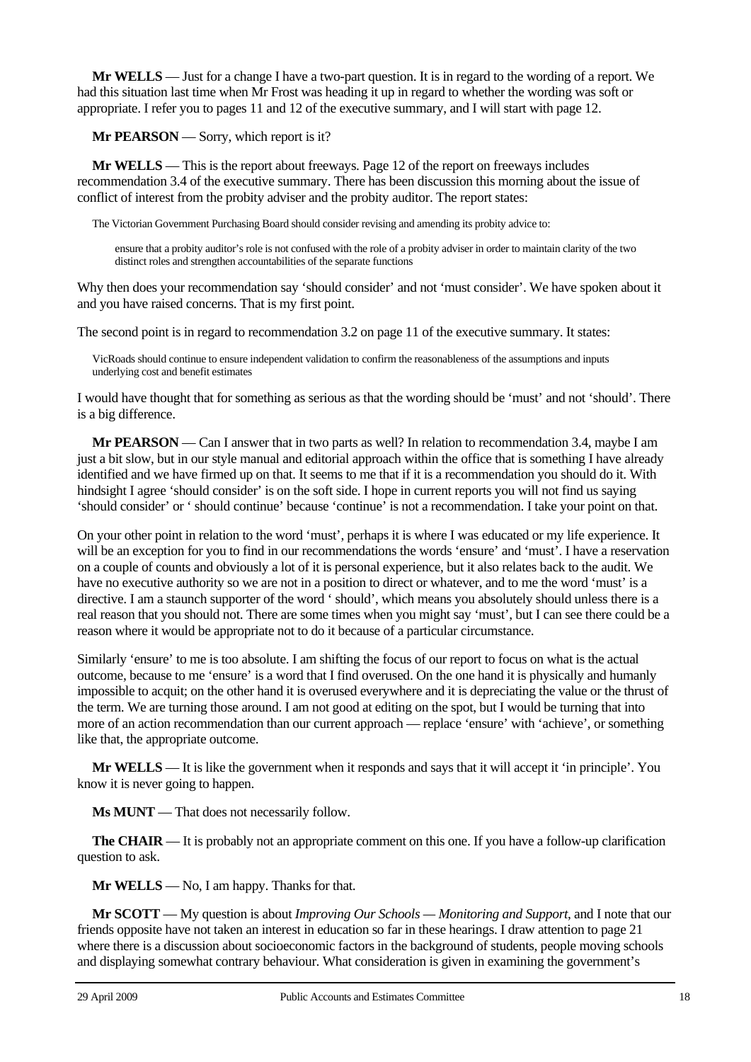**Mr WELLS** — Just for a change I have a two-part question. It is in regard to the wording of a report. We had this situation last time when Mr Frost was heading it up in regard to whether the wording was soft or appropriate. I refer you to pages 11 and 12 of the executive summary, and I will start with page 12.

**Mr PEARSON** — Sorry, which report is it?

**Mr WELLS** — This is the report about freeways. Page 12 of the report on freeways includes recommendation 3.4 of the executive summary. There has been discussion this morning about the issue of conflict of interest from the probity adviser and the probity auditor. The report states:

> The Victorian Government Purchasing Board should consider revising and amending its probity advice to:
>
> > ensure that a probity auditor's role is not confused with the role of a probity adviser in order to maintain clarity of the two distinct roles and strengthen accountabilities of the separate functions

Why then does your recommendation say 'should consider' and not 'must consider'. We have spoken about it and you have raised concerns. That is my first point.

The second point is in regard to recommendation 3.2 on page 11 of the executive summary. It states:

> VicRoads should continue to ensure independent validation to confirm the reasonableness of the assumptions and inputs underlying cost and benefit estimates

I would have thought that for something as serious as that the wording should be 'must' and not 'should'. There is a big difference.

**Mr PEARSON** — Can I answer that in two parts as well? In relation to recommendation 3.4, maybe I am just a bit slow, but in our style manual and editorial approach within the office that is something I have already identified and we have firmed up on that. It seems to me that if it is a recommendation you should do it. With hindsight I agree 'should consider' is on the soft side. I hope in current reports you will not find us saying 'should consider' or ' should continue' because 'continue' is not a recommendation. I take your point on that.

On your other point in relation to the word 'must', perhaps it is where I was educated or my life experience. It will be an exception for you to find in our recommendations the words 'ensure' and 'must'. I have a reservation on a couple of counts and obviously a lot of it is personal experience, but it also relates back to the audit. We have no executive authority so we are not in a position to direct or whatever, and to me the word 'must' is a directive. I am a staunch supporter of the word ' should', which means you absolutely should unless there is a real reason that you should not. There are some times when you might say 'must', but I can see there could be a reason where it would be appropriate not to do it because of a particular circumstance.

Similarly 'ensure' to me is too absolute. I am shifting the focus of our report to focus on what is the actual outcome, because to me 'ensure' is a word that I find overused. On the one hand it is physically and humanly impossible to acquit; on the other hand it is overused everywhere and it is depreciating the value or the thrust of the term. We are turning those around. I am not good at editing on the spot, but I would be turning that into more of an action recommendation than our current approach — replace 'ensure' with 'achieve', or something like that, the appropriate outcome.

**Mr WELLS** — It is like the government when it responds and says that it will accept it 'in principle'. You know it is never going to happen.

**Ms MUNT** — That does not necessarily follow.

**The CHAIR** — It is probably not an appropriate comment on this one. If you have a follow-up clarification question to ask.

**Mr WELLS** — No, I am happy. Thanks for that.

**Mr SCOTT** — My question is about *Improving Our Schools — Monitoring and Support*, and I note that our friends opposite have not taken an interest in education so far in these hearings. I draw attention to page 21 where there is a discussion about socioeconomic factors in the background of students, people moving schools and displaying somewhat contrary behaviour. What consideration is given in examining the government's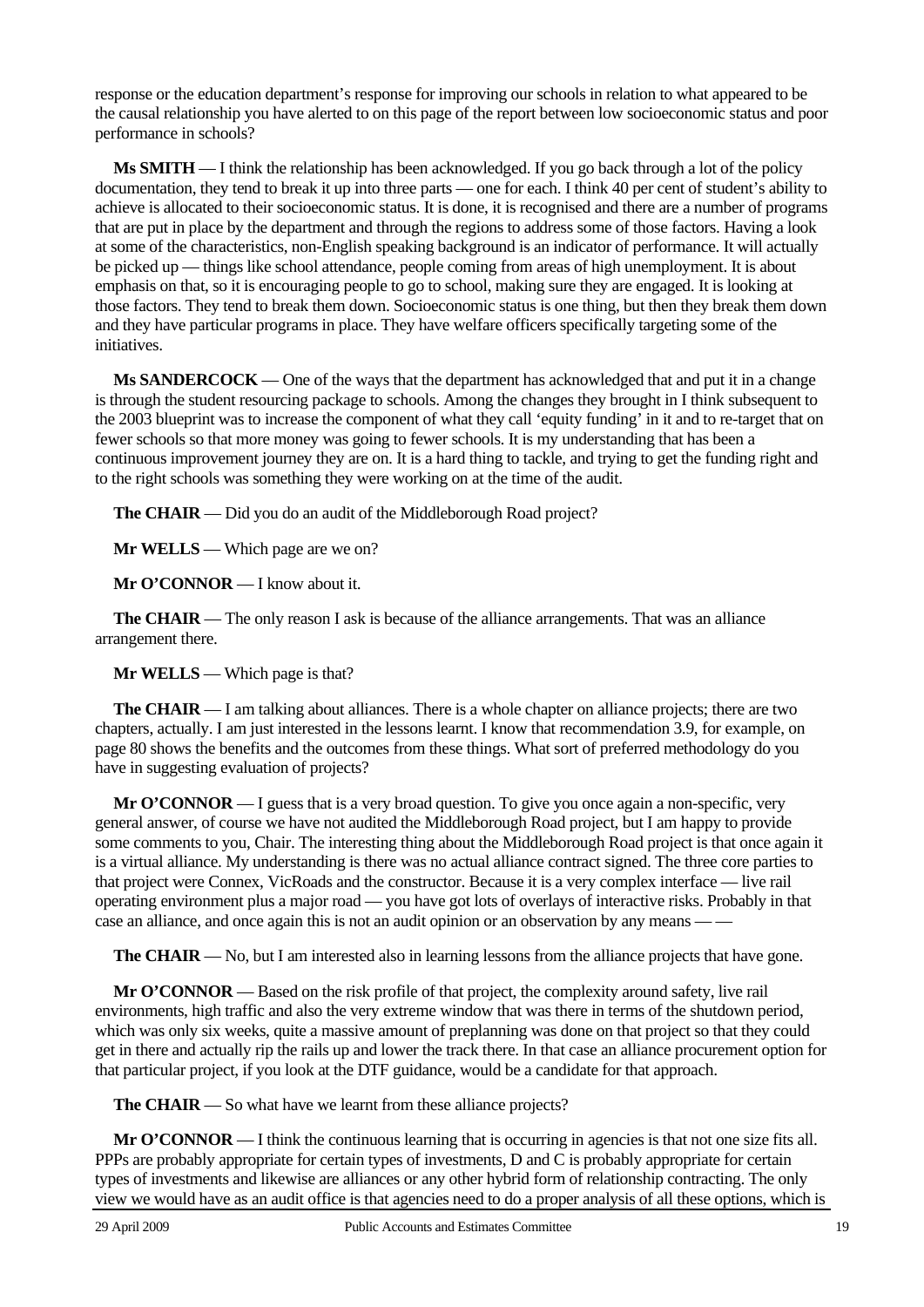response or the education department's response for improving our schools in relation to what appeared to be the causal relationship you have alerted to on this page of the report between low socioeconomic status and poor performance in schools?

**Ms SMITH** — I think the relationship has been acknowledged. If you go back through a lot of the policy documentation, they tend to break it up into three parts — one for each. I think 40 per cent of student's ability to achieve is allocated to their socioeconomic status. It is done, it is recognised and there are a number of programs that are put in place by the department and through the regions to address some of those factors. Having a look at some of the characteristics, non-English speaking background is an indicator of performance. It will actually be picked up — things like school attendance, people coming from areas of high unemployment. It is about emphasis on that, so it is encouraging people to go to school, making sure they are engaged. It is looking at those factors. They tend to break them down. Socioeconomic status is one thing, but then they break them down and they have particular programs in place. They have welfare officers specifically targeting some of the initiatives.

**Ms SANDERCOCK** — One of the ways that the department has acknowledged that and put it in a change is through the student resourcing package to schools. Among the changes they brought in I think subsequent to the 2003 blueprint was to increase the component of what they call 'equity funding' in it and to re-target that on fewer schools so that more money was going to fewer schools. It is my understanding that has been a continuous improvement journey they are on. It is a hard thing to tackle, and trying to get the funding right and to the right schools was something they were working on at the time of the audit.

**The CHAIR** — Did you do an audit of the Middleborough Road project?

**Mr WELLS** — Which page are we on?

**Mr O'CONNOR** — I know about it.

**The CHAIR** — The only reason I ask is because of the alliance arrangements. That was an alliance arrangement there.

**Mr WELLS** — Which page is that?

**The CHAIR** — I am talking about alliances. There is a whole chapter on alliance projects; there are two chapters, actually. I am just interested in the lessons learnt. I know that recommendation 3.9, for example, on page 80 shows the benefits and the outcomes from these things. What sort of preferred methodology do you have in suggesting evaluation of projects?

**Mr O'CONNOR** — I guess that is a very broad question. To give you once again a non-specific, very general answer, of course we have not audited the Middleborough Road project, but I am happy to provide some comments to you, Chair. The interesting thing about the Middleborough Road project is that once again it is a virtual alliance. My understanding is there was no actual alliance contract signed. The three core parties to that project were Connex, VicRoads and the constructor. Because it is a very complex interface — live rail operating environment plus a major road — you have got lots of overlays of interactive risks. Probably in that case an alliance, and once again this is not an audit opinion or an observation by any means — —

**The CHAIR** — No, but I am interested also in learning lessons from the alliance projects that have gone.

**Mr O'CONNOR** — Based on the risk profile of that project, the complexity around safety, live rail environments, high traffic and also the very extreme window that was there in terms of the shutdown period, which was only six weeks, quite a massive amount of preplanning was done on that project so that they could get in there and actually rip the rails up and lower the track there. In that case an alliance procurement option for that particular project, if you look at the DTF guidance, would be a candidate for that approach.

**The CHAIR** — So what have we learnt from these alliance projects?

**Mr O'CONNOR** — I think the continuous learning that is occurring in agencies is that not one size fits all. PPPs are probably appropriate for certain types of investments, D and C is probably appropriate for certain types of investments and likewise are alliances or any other hybrid form of relationship contracting. The only view we would have as an audit office is that agencies need to do a proper analysis of all these options, which is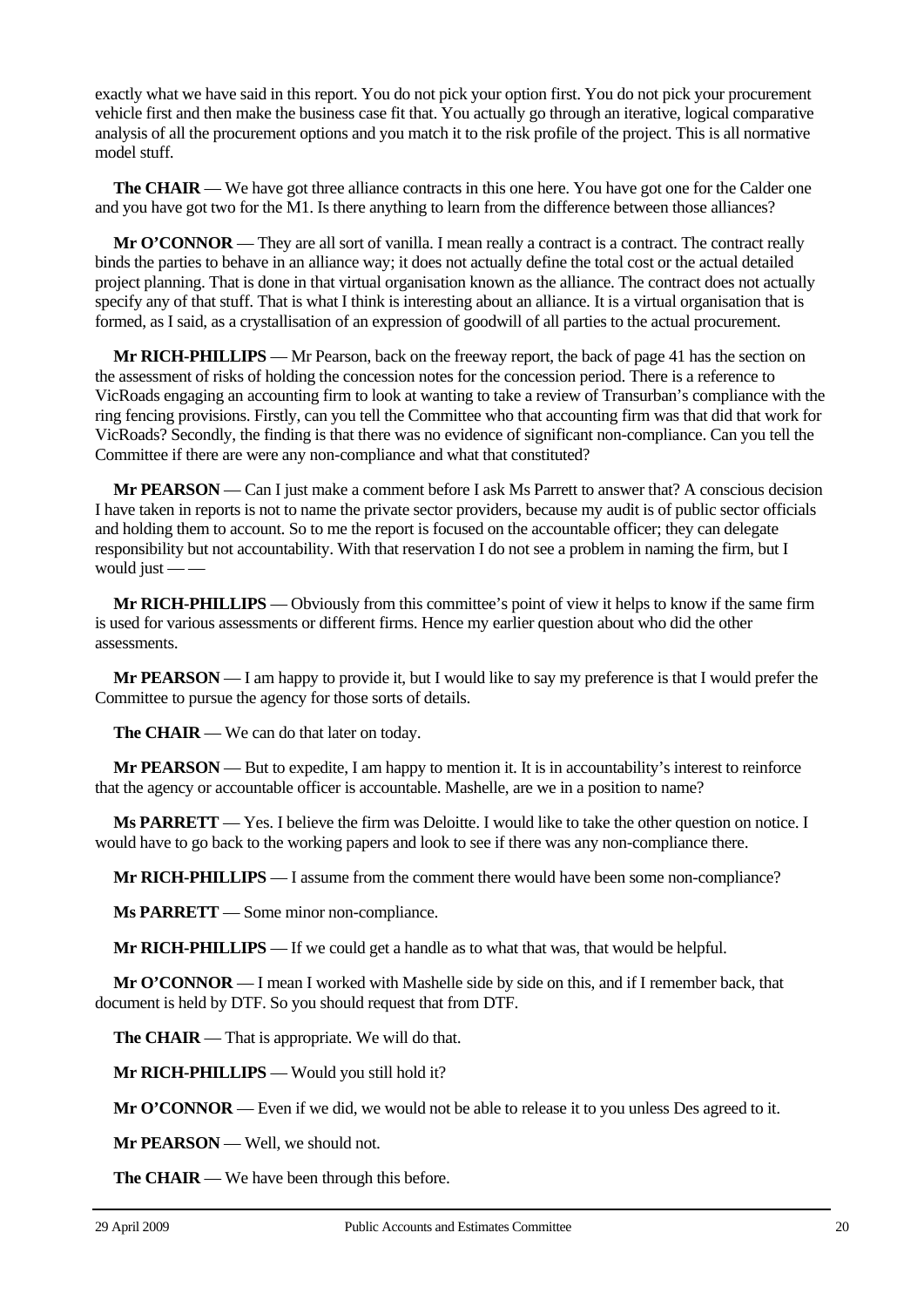exactly what we have said in this report. You do not pick your option first. You do not pick your procurement vehicle first and then make the business case fit that. You actually go through an iterative, logical comparative analysis of all the procurement options and you match it to the risk profile of the project. This is all normative model stuff.

**The CHAIR** — We have got three alliance contracts in this one here. You have got one for the Calder one and you have got two for the M1. Is there anything to learn from the difference between those alliances?

**Mr O'CONNOR** — They are all sort of vanilla. I mean really a contract is a contract. The contract really binds the parties to behave in an alliance way; it does not actually define the total cost or the actual detailed project planning. That is done in that virtual organisation known as the alliance. The contract does not actually specify any of that stuff. That is what I think is interesting about an alliance. It is a virtual organisation that is formed, as I said, as a crystallisation of an expression of goodwill of all parties to the actual procurement.

**Mr RICH-PHILLIPS** — Mr Pearson, back on the freeway report, the back of page 41 has the section on the assessment of risks of holding the concession notes for the concession period. There is a reference to VicRoads engaging an accounting firm to look at wanting to take a review of Transurban's compliance with the ring fencing provisions. Firstly, can you tell the Committee who that accounting firm was that did that work for VicRoads? Secondly, the finding is that there was no evidence of significant non-compliance. Can you tell the Committee if there are were any non-compliance and what that constituted?

**Mr PEARSON** — Can I just make a comment before I ask Ms Parrett to answer that? A conscious decision I have taken in reports is not to name the private sector providers, because my audit is of public sector officials and holding them to account. So to me the report is focused on the accountable officer; they can delegate responsibility but not accountability. With that reservation I do not see a problem in naming the firm, but I would just — —

**Mr RICH-PHILLIPS** — Obviously from this committee's point of view it helps to know if the same firm is used for various assessments or different firms. Hence my earlier question about who did the other assessments.

**Mr PEARSON** — I am happy to provide it, but I would like to say my preference is that I would prefer the Committee to pursue the agency for those sorts of details.

**The CHAIR** — We can do that later on today.

**Mr PEARSON** — But to expedite, I am happy to mention it. It is in accountability's interest to reinforce that the agency or accountable officer is accountable. Mashelle, are we in a position to name?

**Ms PARRETT** — Yes. I believe the firm was Deloitte. I would like to take the other question on notice. I would have to go back to the working papers and look to see if there was any non-compliance there.

**Mr RICH-PHILLIPS** — I assume from the comment there would have been some non-compliance?

**Ms PARRETT** — Some minor non-compliance.

**Mr RICH-PHILLIPS** — If we could get a handle as to what that was, that would be helpful.

**Mr O'CONNOR** — I mean I worked with Mashelle side by side on this, and if I remember back, that document is held by DTF. So you should request that from DTF.

**The CHAIR** — That is appropriate. We will do that.

**Mr RICH-PHILLIPS** — Would you still hold it?

**Mr O'CONNOR** — Even if we did, we would not be able to release it to you unless Des agreed to it.

**Mr PEARSON** — Well, we should not.

**The CHAIR** — We have been through this before.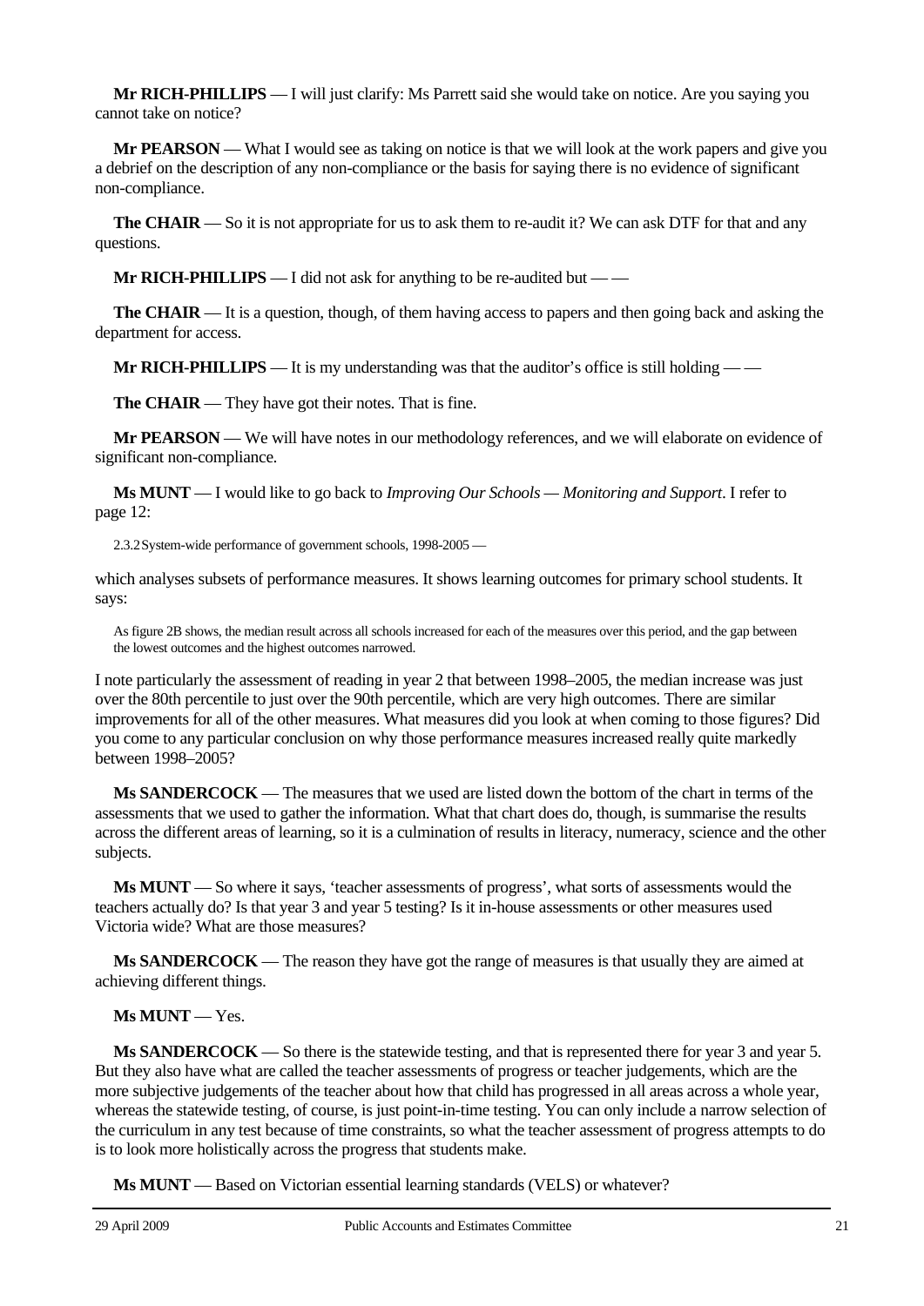**Mr RICH-PHILLIPS** — I will just clarify: Ms Parrett said she would take on notice. Are you saying you cannot take on notice?

**Mr PEARSON** — What I would see as taking on notice is that we will look at the work papers and give you a debrief on the description of any non-compliance or the basis for saying there is no evidence of significant non-compliance.

**The CHAIR** — So it is not appropriate for us to ask them to re-audit it? We can ask DTF for that and any questions.

**Mr RICH-PHILLIPS** — I did not ask for anything to be re-audited but — —

**The CHAIR** — It is a question, though, of them having access to papers and then going back and asking the department for access.

**Mr RICH-PHILLIPS** — It is my understanding was that the auditor's office is still holding — —

**The CHAIR** — They have got their notes. That is fine.

**Mr PEARSON** — We will have notes in our methodology references, and we will elaborate on evidence of significant non-compliance.

**Ms MUNT** — I would like to go back to *Improving Our Schools — Monitoring and Support*. I refer to page 12:

> 2.3.2 System-wide performance of government schools, 1998-2005 —

which analyses subsets of performance measures. It shows learning outcomes for primary school students. It says:

> As figure 2B shows, the median result across all schools increased for each of the measures over this period, and the gap between the lowest outcomes and the highest outcomes narrowed.

I note particularly the assessment of reading in year 2 that between 1998–2005, the median increase was just over the 80th percentile to just over the 90th percentile, which are very high outcomes. There are similar improvements for all of the other measures. What measures did you look at when coming to those figures? Did you come to any particular conclusion on why those performance measures increased really quite markedly between 1998–2005?

**Ms SANDERCOCK** — The measures that we used are listed down the bottom of the chart in terms of the assessments that we used to gather the information. What that chart does do, though, is summarise the results across the different areas of learning, so it is a culmination of results in literacy, numeracy, science and the other subjects.

**Ms MUNT** — So where it says, 'teacher assessments of progress', what sorts of assessments would the teachers actually do? Is that year 3 and year 5 testing? Is it in-house assessments or other measures used Victoria wide? What are those measures?

**Ms SANDERCOCK** — The reason they have got the range of measures is that usually they are aimed at achieving different things.

**Ms MUNT** — Yes.

**Ms SANDERCOCK** — So there is the statewide testing, and that is represented there for year 3 and year 5. But they also have what are called the teacher assessments of progress or teacher judgements, which are the more subjective judgements of the teacher about how that child has progressed in all areas across a whole year, whereas the statewide testing, of course, is just point-in-time testing. You can only include a narrow selection of the curriculum in any test because of time constraints, so what the teacher assessment of progress attempts to do is to look more holistically across the progress that students make.

**Ms MUNT** — Based on Victorian essential learning standards (VELS) or whatever?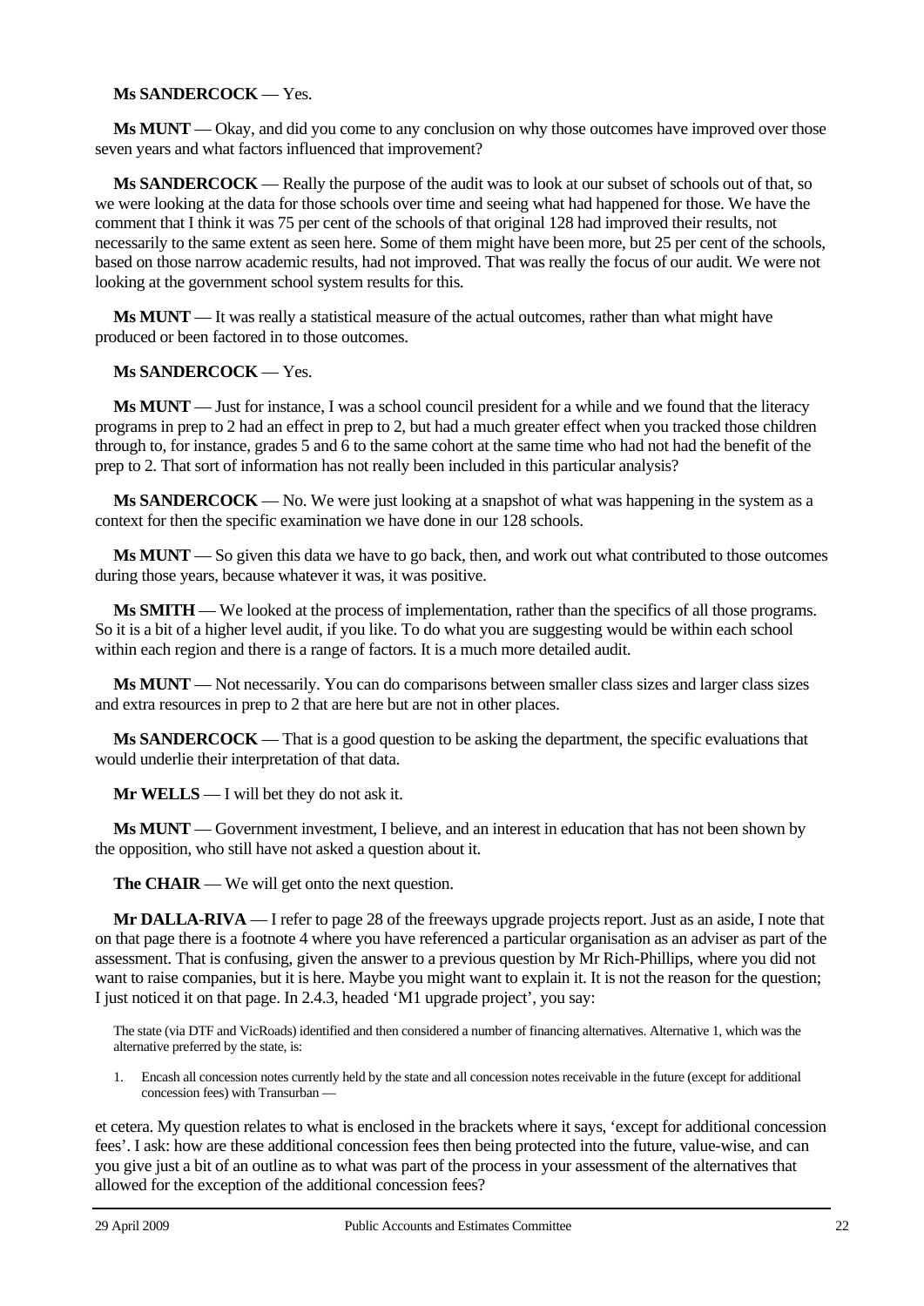**Ms SANDERCOCK** — Yes.

**Ms MUNT** — Okay, and did you come to any conclusion on why those outcomes have improved over those seven years and what factors influenced that improvement?

**Ms SANDERCOCK** — Really the purpose of the audit was to look at our subset of schools out of that, so we were looking at the data for those schools over time and seeing what had happened for those. We have the comment that I think it was 75 per cent of the schools of that original 128 had improved their results, not necessarily to the same extent as seen here. Some of them might have been more, but 25 per cent of the schools, based on those narrow academic results, had not improved. That was really the focus of our audit. We were not looking at the government school system results for this.

**Ms MUNT** — It was really a statistical measure of the actual outcomes, rather than what might have produced or been factored in to those outcomes.

**Ms SANDERCOCK** — Yes.

**Ms MUNT** — Just for instance, I was a school council president for a while and we found that the literacy programs in prep to 2 had an effect in prep to 2, but had a much greater effect when you tracked those children through to, for instance, grades 5 and 6 to the same cohort at the same time who had not had the benefit of the prep to 2. That sort of information has not really been included in this particular analysis?

**Ms SANDERCOCK** — No. We were just looking at a snapshot of what was happening in the system as a context for then the specific examination we have done in our 128 schools.

**Ms MUNT** — So given this data we have to go back, then, and work out what contributed to those outcomes during those years, because whatever it was, it was positive.

**Ms SMITH** — We looked at the process of implementation, rather than the specifics of all those programs. So it is a bit of a higher level audit, if you like. To do what you are suggesting would be within each school within each region and there is a range of factors. It is a much more detailed audit.

**Ms MUNT** — Not necessarily. You can do comparisons between smaller class sizes and larger class sizes and extra resources in prep to 2 that are here but are not in other places.

**Ms SANDERCOCK** — That is a good question to be asking the department, the specific evaluations that would underlie their interpretation of that data.

**Mr WELLS** — I will bet they do not ask it.

**Ms MUNT** — Government investment, I believe, and an interest in education that has not been shown by the opposition, who still have not asked a question about it.

**The CHAIR** — We will get onto the next question.

**Mr DALLA-RIVA** — I refer to page 28 of the freeways upgrade projects report. Just as an aside, I note that on that page there is a footnote 4 where you have referenced a particular organisation as an adviser as part of the assessment. That is confusing, given the answer to a previous question by Mr Rich-Phillips, where you did not want to raise companies, but it is here. Maybe you might want to explain it. It is not the reason for the question; I just noticed it on that page. In 2.4.3, headed 'M1 upgrade project', you say:

> The state (via DTF and VicRoads) identified and then considered a number of financing alternatives. Alternative 1, which was the alternative preferred by the state, is:
>
> 1. Encash all concession notes currently held by the state and all concession notes receivable in the future (except for additional concession fees) with Transurban —

et cetera. My question relates to what is enclosed in the brackets where it says, 'except for additional concession fees'. I ask: how are these additional concession fees then being protected into the future, value-wise, and can you give just a bit of an outline as to what was part of the process in your assessment of the alternatives that allowed for the exception of the additional concession fees?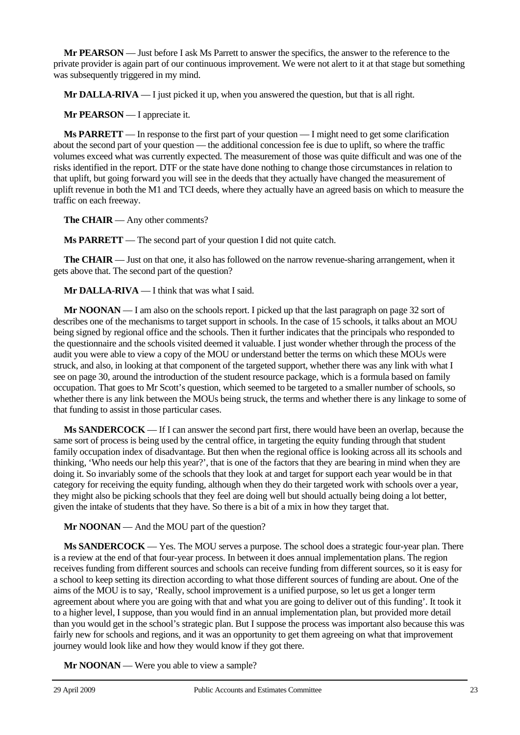**Mr PEARSON** — Just before I ask Ms Parrett to answer the specifics, the answer to the reference to the private provider is again part of our continuous improvement. We were not alert to it at that stage but something was subsequently triggered in my mind.

**Mr DALLA-RIVA** — I just picked it up, when you answered the question, but that is all right.

**Mr PEARSON** — I appreciate it.

**Ms PARRETT** — In response to the first part of your question — I might need to get some clarification about the second part of your question — the additional concession fee is due to uplift, so where the traffic volumes exceed what was currently expected. The measurement of those was quite difficult and was one of the risks identified in the report. DTF or the state have done nothing to change those circumstances in relation to that uplift, but going forward you will see in the deeds that they actually have changed the measurement of uplift revenue in both the M1 and TCI deeds, where they actually have an agreed basis on which to measure the traffic on each freeway.

**The CHAIR** — Any other comments?

**Ms PARRETT** — The second part of your question I did not quite catch.

**The CHAIR** — Just on that one, it also has followed on the narrow revenue-sharing arrangement, when it gets above that. The second part of the question?

**Mr DALLA-RIVA** — I think that was what I said.

**Mr NOONAN** — I am also on the schools report. I picked up that the last paragraph on page 32 sort of describes one of the mechanisms to target support in schools. In the case of 15 schools, it talks about an MOU being signed by regional office and the schools. Then it further indicates that the principals who responded to the questionnaire and the schools visited deemed it valuable. I just wonder whether through the process of the audit you were able to view a copy of the MOU or understand better the terms on which these MOUs were struck, and also, in looking at that component of the targeted support, whether there was any link with what I see on page 30, around the introduction of the student resource package, which is a formula based on family occupation. That goes to Mr Scott's question, which seemed to be targeted to a smaller number of schools, so whether there is any link between the MOUs being struck, the terms and whether there is any linkage to some of that funding to assist in those particular cases.

**Ms SANDERCOCK** — If I can answer the second part first, there would have been an overlap, because the same sort of process is being used by the central office, in targeting the equity funding through that student family occupation index of disadvantage. But then when the regional office is looking across all its schools and thinking, 'Who needs our help this year?', that is one of the factors that they are bearing in mind when they are doing it. So invariably some of the schools that they look at and target for support each year would be in that category for receiving the equity funding, although when they do their targeted work with schools over a year, they might also be picking schools that they feel are doing well but should actually being doing a lot better, given the intake of students that they have. So there is a bit of a mix in how they target that.

**Mr NOONAN** — And the MOU part of the question?

**Ms SANDERCOCK** — Yes. The MOU serves a purpose. The school does a strategic four-year plan. There is a review at the end of that four-year process. In between it does annual implementation plans. The region receives funding from different sources and schools can receive funding from different sources, so it is easy for a school to keep setting its direction according to what those different sources of funding are about. One of the aims of the MOU is to say, 'Really, school improvement is a unified purpose, so let us get a longer term agreement about where you are going with that and what you are going to deliver out of this funding'. It took it to a higher level, I suppose, than you would find in an annual implementation plan, but provided more detail than you would get in the school's strategic plan. But I suppose the process was important also because this was fairly new for schools and regions, and it was an opportunity to get them agreeing on what that improvement journey would look like and how they would know if they got there.

**Mr NOONAN** — Were you able to view a sample?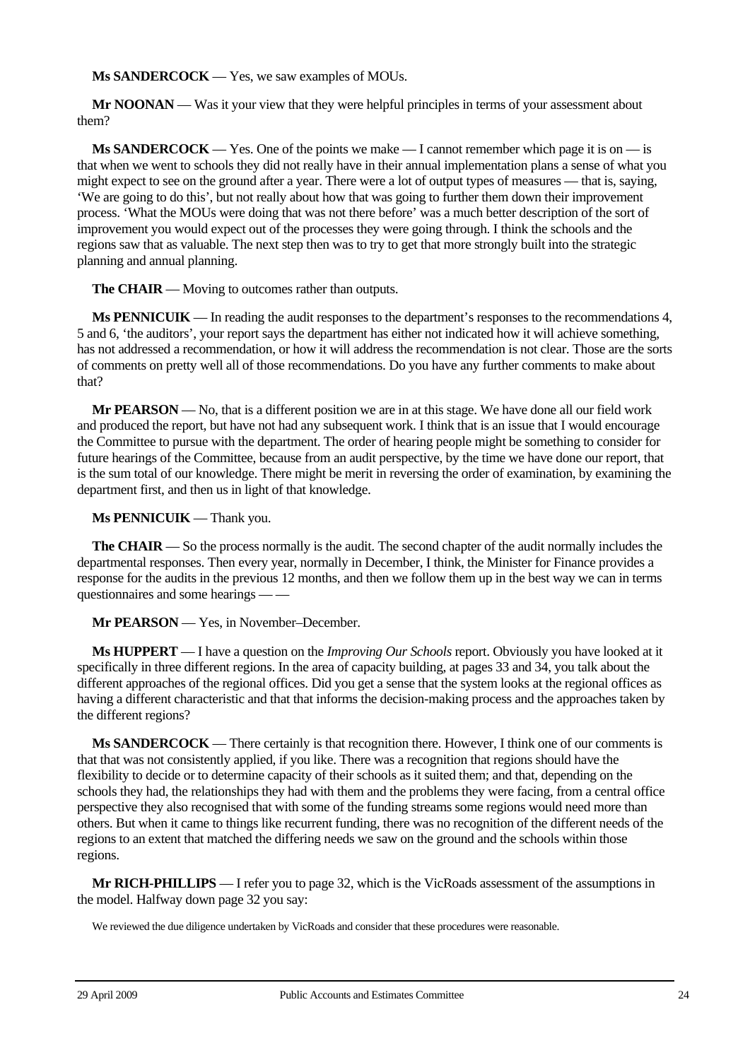**Ms SANDERCOCK** — Yes, we saw examples of MOUs.

**Mr NOONAN** — Was it your view that they were helpful principles in terms of your assessment about them?

**Ms SANDERCOCK** — Yes. One of the points we make — I cannot remember which page it is on — is that when we went to schools they did not really have in their annual implementation plans a sense of what you might expect to see on the ground after a year. There were a lot of output types of measures — that is, saying, 'We are going to do this', but not really about how that was going to further them down their improvement process. 'What the MOUs were doing that was not there before' was a much better description of the sort of improvement you would expect out of the processes they were going through. I think the schools and the regions saw that as valuable. The next step then was to try to get that more strongly built into the strategic planning and annual planning.

**The CHAIR** — Moving to outcomes rather than outputs.

**Ms PENNICUIK** — In reading the audit responses to the department's responses to the recommendations 4, 5 and 6, 'the auditors', your report says the department has either not indicated how it will achieve something, has not addressed a recommendation, or how it will address the recommendation is not clear. Those are the sorts of comments on pretty well all of those recommendations. Do you have any further comments to make about that?

**Mr PEARSON** — No, that is a different position we are in at this stage. We have done all our field work and produced the report, but have not had any subsequent work. I think that is an issue that I would encourage the Committee to pursue with the department. The order of hearing people might be something to consider for future hearings of the Committee, because from an audit perspective, by the time we have done our report, that is the sum total of our knowledge. There might be merit in reversing the order of examination, by examining the department first, and then us in light of that knowledge.

**Ms PENNICUIK** — Thank you.

**The CHAIR** — So the process normally is the audit. The second chapter of the audit normally includes the departmental responses. Then every year, normally in December, I think, the Minister for Finance provides a response for the audits in the previous 12 months, and then we follow them up in the best way we can in terms questionnaires and some hearings — —

**Mr PEARSON** — Yes, in November–December.

**Ms HUPPERT** — I have a question on the *Improving Our Schools* report. Obviously you have looked at it specifically in three different regions. In the area of capacity building, at pages 33 and 34, you talk about the different approaches of the regional offices. Did you get a sense that the system looks at the regional offices as having a different characteristic and that that informs the decision-making process and the approaches taken by the different regions?

**Ms SANDERCOCK** — There certainly is that recognition there. However, I think one of our comments is that that was not consistently applied, if you like. There was a recognition that regions should have the flexibility to decide or to determine capacity of their schools as it suited them; and that, depending on the schools they had, the relationships they had with them and the problems they were facing, from a central office perspective they also recognised that with some of the funding streams some regions would need more than others. But when it came to things like recurrent funding, there was no recognition of the different needs of the regions to an extent that matched the differing needs we saw on the ground and the schools within those regions.

**Mr RICH-PHILLIPS** — I refer you to page 32, which is the VicRoads assessment of the assumptions in the model. Halfway down page 32 you say:

> We reviewed the due diligence undertaken by VicRoads and consider that these procedures were reasonable.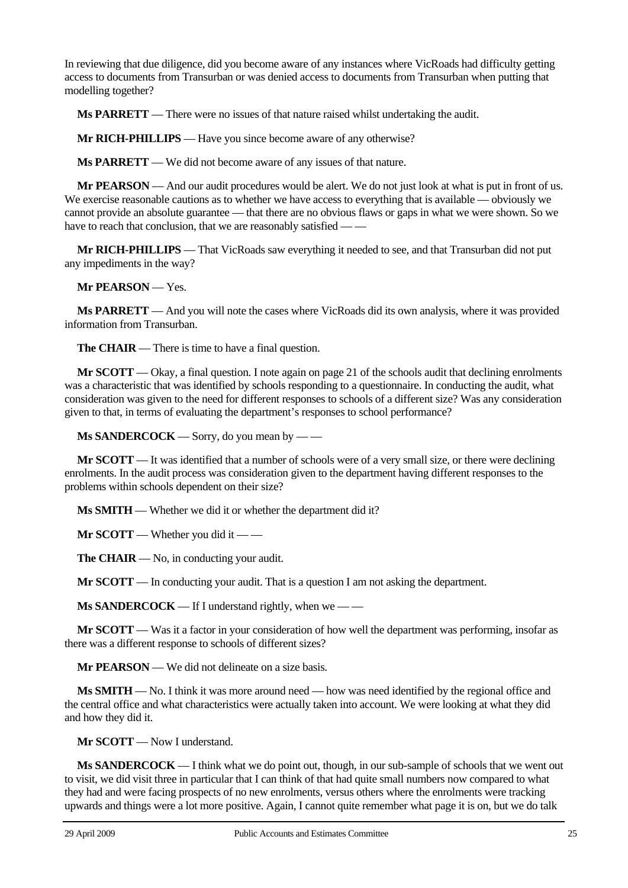In reviewing that due diligence, did you become aware of any instances where VicRoads had difficulty getting access to documents from Transurban or was denied access to documents from Transurban when putting that modelling together?

**Ms PARRETT** — There were no issues of that nature raised whilst undertaking the audit.

**Mr RICH-PHILLIPS** — Have you since become aware of any otherwise?

**Ms PARRETT** — We did not become aware of any issues of that nature.

**Mr PEARSON** — And our audit procedures would be alert. We do not just look at what is put in front of us. We exercise reasonable cautions as to whether we have access to everything that is available — obviously we cannot provide an absolute guarantee — that there are no obvious flaws or gaps in what we were shown. So we have to reach that conclusion, that we are reasonably satisfied — —

**Mr RICH-PHILLIPS** — That VicRoads saw everything it needed to see, and that Transurban did not put any impediments in the way?

**Mr PEARSON** — Yes.

**Ms PARRETT** — And you will note the cases where VicRoads did its own analysis, where it was provided information from Transurban.

**The CHAIR** — There is time to have a final question.

**Mr SCOTT** — Okay, a final question. I note again on page 21 of the schools audit that declining enrolments was a characteristic that was identified by schools responding to a questionnaire. In conducting the audit, what consideration was given to the need for different responses to schools of a different size? Was any consideration given to that, in terms of evaluating the department's responses to school performance?

**Ms SANDERCOCK** — Sorry, do you mean by — —

**Mr SCOTT** — It was identified that a number of schools were of a very small size, or there were declining enrolments. In the audit process was consideration given to the department having different responses to the problems within schools dependent on their size?

**Ms SMITH** — Whether we did it or whether the department did it?

**Mr SCOTT** — Whether you did it — —

**The CHAIR** — No, in conducting your audit.

**Mr SCOTT** — In conducting your audit. That is a question I am not asking the department.

**Ms SANDERCOCK** — If I understand rightly, when we — —

**Mr SCOTT** — Was it a factor in your consideration of how well the department was performing, insofar as there was a different response to schools of different sizes?

**Mr PEARSON** — We did not delineate on a size basis.

**Ms SMITH** — No. I think it was more around need — how was need identified by the regional office and the central office and what characteristics were actually taken into account. We were looking at what they did and how they did it.

**Mr SCOTT** — Now I understand.

**Ms SANDERCOCK** — I think what we do point out, though, in our sub-sample of schools that we went out to visit, we did visit three in particular that I can think of that had quite small numbers now compared to what they had and were facing prospects of no new enrolments, versus others where the enrolments were tracking upwards and things were a lot more positive. Again, I cannot quite remember what page it is on, but we do talk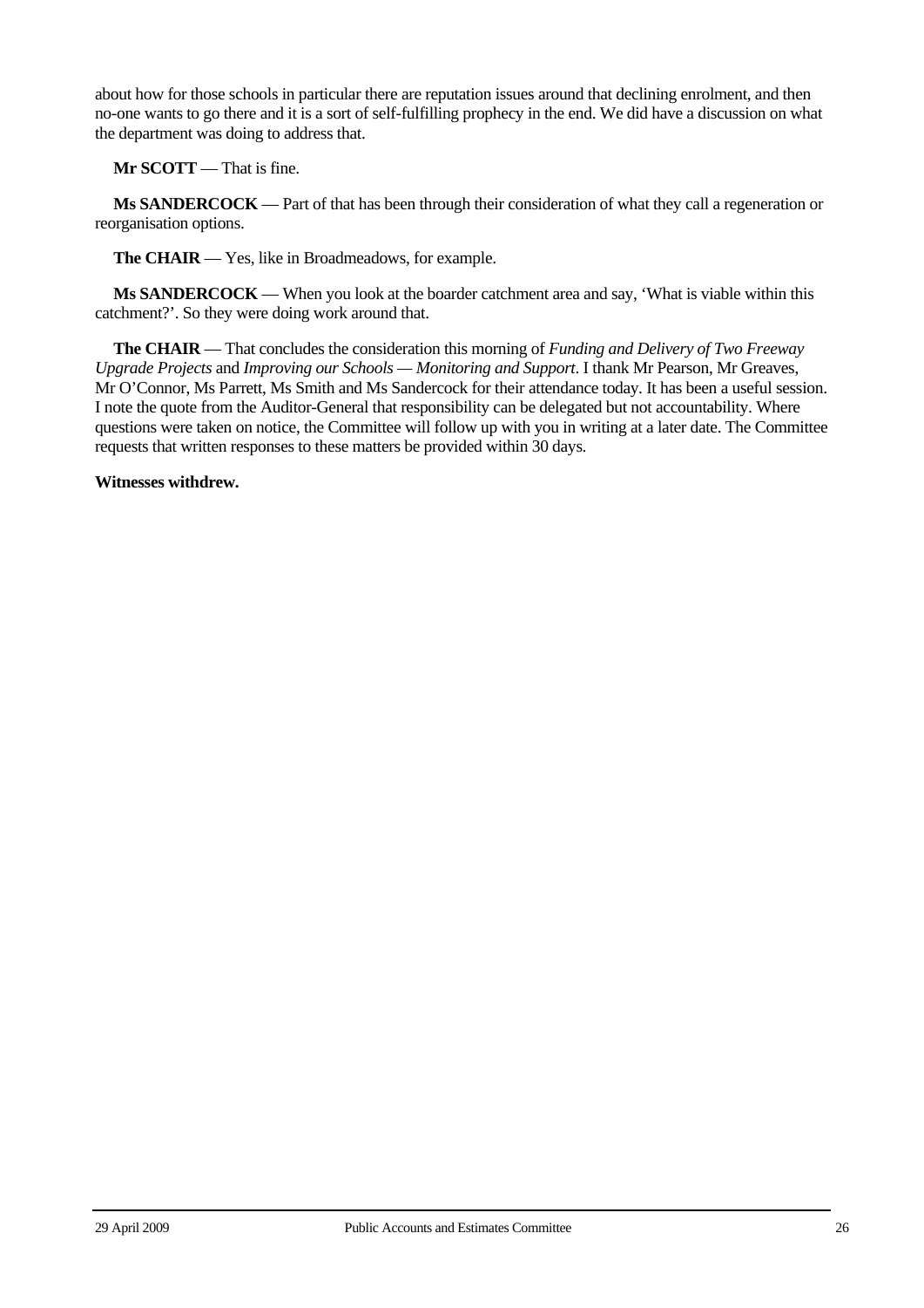about how for those schools in particular there are reputation issues around that declining enrolment, and then no-one wants to go there and it is a sort of self-fulfilling prophecy in the end. We did have a discussion on what the department was doing to address that.

**Mr SCOTT** — That is fine.

**Ms SANDERCOCK** — Part of that has been through their consideration of what they call a regeneration or reorganisation options.

**The CHAIR** — Yes, like in Broadmeadows, for example.

**Ms SANDERCOCK** — When you look at the boarder catchment area and say, 'What is viable within this catchment?'. So they were doing work around that.

**The CHAIR** — That concludes the consideration this morning of *Funding and Delivery of Two Freeway Upgrade Projects* and *Improving our Schools — Monitoring and Support*. I thank Mr Pearson, Mr Greaves, Mr O'Connor, Ms Parrett, Ms Smith and Ms Sandercock for their attendance today. It has been a useful session. I note the quote from the Auditor-General that responsibility can be delegated but not accountability. Where questions were taken on notice, the Committee will follow up with you in writing at a later date. The Committee requests that written responses to these matters be provided within 30 days.

**Witnesses withdrew.**